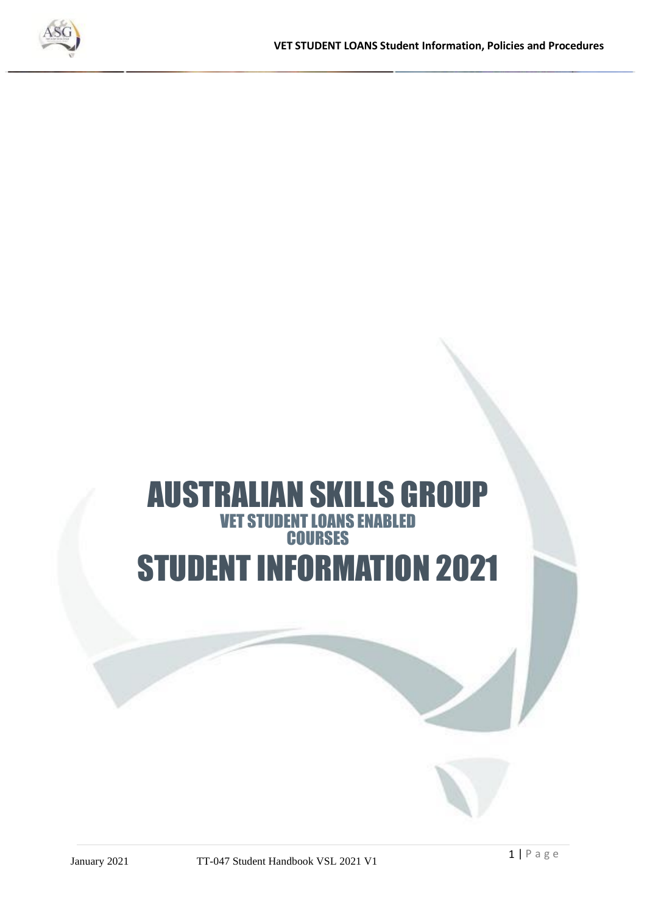# AUSTRALIAN SKILLS GROUP

## VET STUDENT LOANS ENABLED COURSES

# STUDENT INFORMATION 2021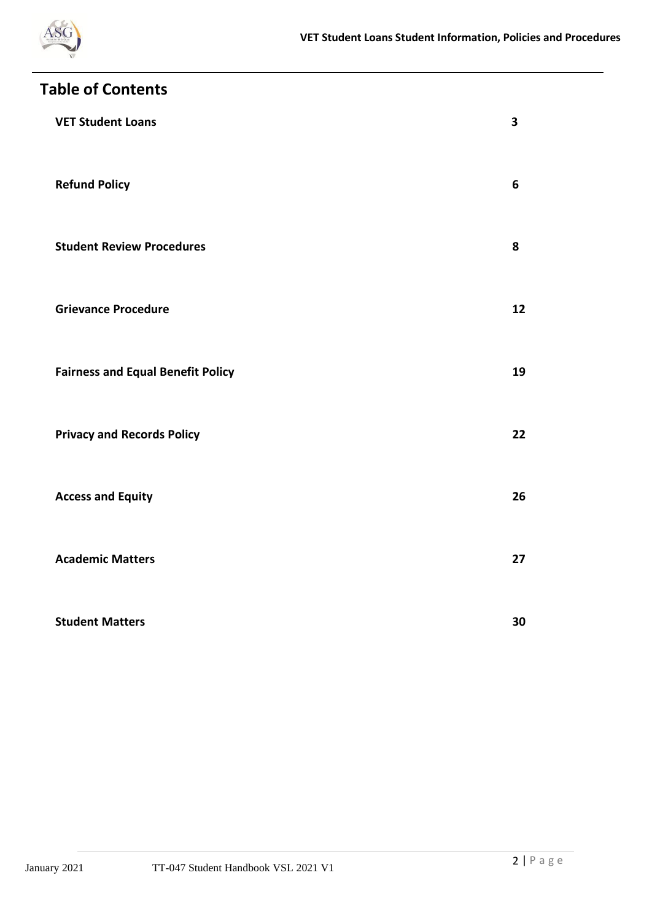# Table of Contents

| | |
|---|---|
| **VET Student Loans** | **3** |
| **Refund Policy** | **6** |
| **Student Review Procedures** | **8** |
| **Grievance Procedure** | **12** |
| **Fairness and Equal Benefit Policy** | **19** |
| **Privacy and Records Policy** | **22** |
| **Access and Equity** | **26** |
| **Academic Matters** | **27** |
| **Student Matters** | **30** |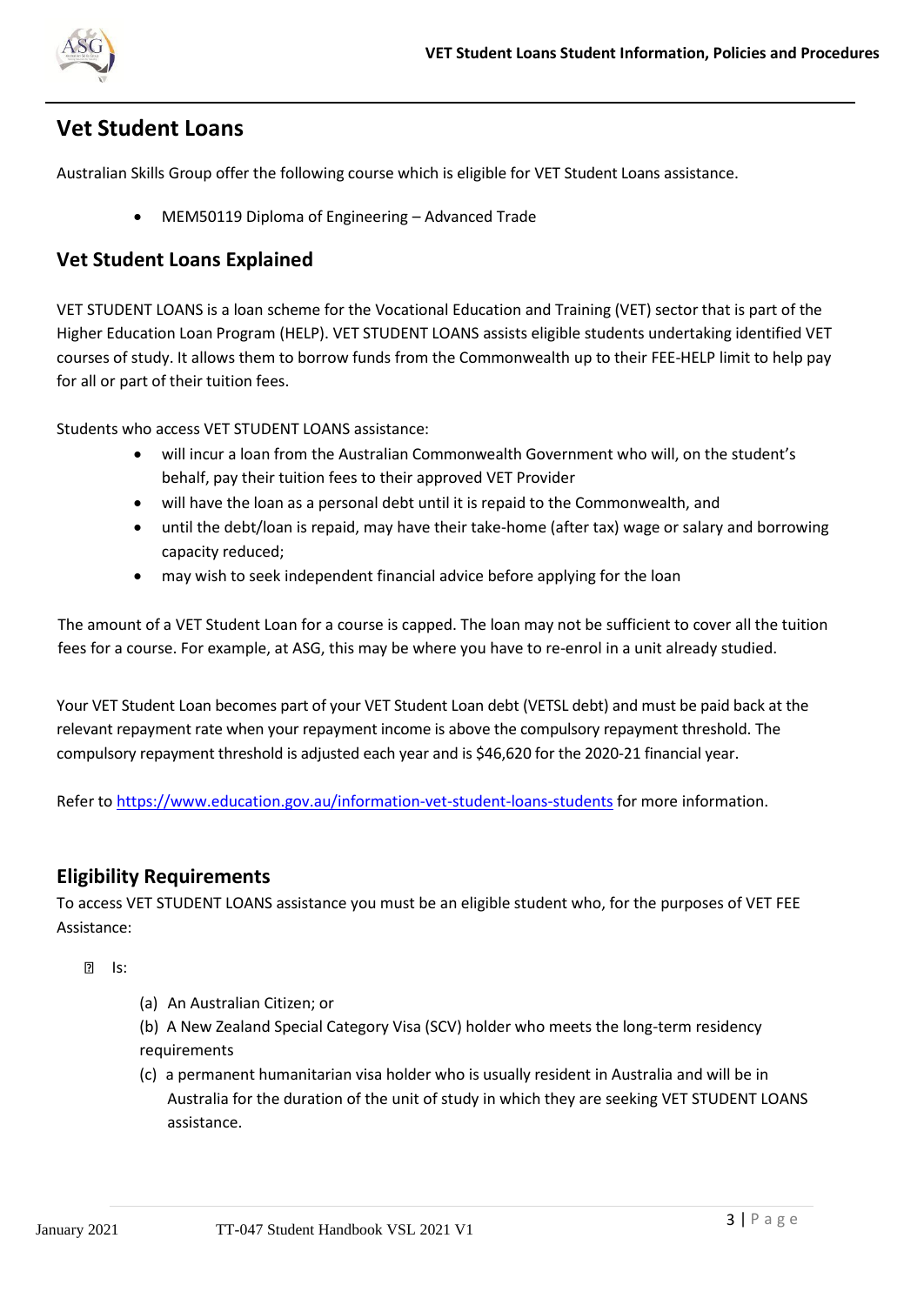## Vet Student Loans

Australian Skills Group offer the following course which is eligible for VET Student Loans assistance.

- MEM50119 Diploma of Engineering – Advanced Trade

## Vet Student Loans Explained

VET STUDENT LOANS is a loan scheme for the Vocational Education and Training (VET) sector that is part of the Higher Education Loan Program (HELP). VET STUDENT LOANS assists eligible students undertaking identified VET courses of study. It allows them to borrow funds from the Commonwealth up to their FEE-HELP limit to help pay for all or part of their tuition fees.

Students who access VET STUDENT LOANS assistance:

- will incur a loan from the Australian Commonwealth Government who will, on the student's behalf, pay their tuition fees to their approved VET Provider
- will have the loan as a personal debt until it is repaid to the Commonwealth, and
- until the debt/loan is repaid, may have their take-home (after tax) wage or salary and borrowing capacity reduced;
- may wish to seek independent financial advice before applying for the loan

The amount of a VET Student Loan for a course is capped. The loan may not be sufficient to cover all the tuition fees for a course. For example, at ASG, this may be where you have to re-enrol in a unit already studied.

Your VET Student Loan becomes part of your VET Student Loan debt (VETSL debt) and must be paid back at the relevant repayment rate when your repayment income is above the compulsory repayment threshold. The compulsory repayment threshold is adjusted each year and is $46,620 for the 2020-21 financial year.

Refer to https://www.education.gov.au/information-vet-student-loans-students for more information.

## Eligibility Requirements

To access VET STUDENT LOANS assistance you must be an eligible student who, for the purposes of VET FEE Assistance:

- Is:

  (a) An Australian Citizen; or

  (b) A New Zealand Special Category Visa (SCV) holder who meets the long-term residency requirements

  (c) a permanent humanitarian visa holder who is usually resident in Australia and will be in Australia for the duration of the unit of study in which they are seeking VET STUDENT LOANS assistance.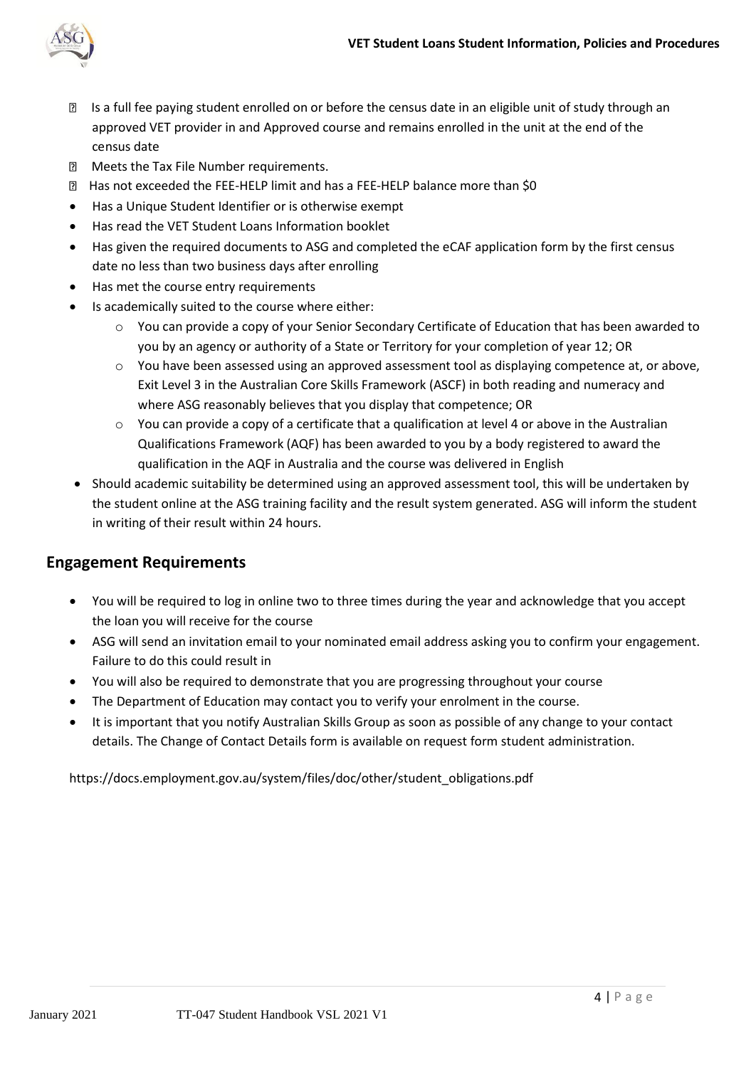- Is a full fee paying student enrolled on or before the census date in an eligible unit of study through an approved VET provider in and Approved course and remains enrolled in the unit at the end of the census date
- Meets the Tax File Number requirements.
- Has not exceeded the FEE-HELP limit and has a FEE-HELP balance more than $0
- Has a Unique Student Identifier or is otherwise exempt
- Has read the VET Student Loans Information booklet
- Has given the required documents to ASG and completed the eCAF application form by the first census date no less than two business days after enrolling
- Has met the course entry requirements
- Is academically suited to the course where either:
    - You can provide a copy of your Senior Secondary Certificate of Education that has been awarded to you by an agency or authority of a State or Territory for your completion of year 12; OR
    - You have been assessed using an approved assessment tool as displaying competence at, or above, Exit Level 3 in the Australian Core Skills Framework (ASCF) in both reading and numeracy and where ASG reasonably believes that you display that competence; OR
    - You can provide a copy of a certificate that a qualification at level 4 or above in the Australian Qualifications Framework (AQF) has been awarded to you by a body registered to award the qualification in the AQF in Australia and the course was delivered in English
- Should academic suitability be determined using an approved assessment tool, this will be undertaken by the student online at the ASG training facility and the result system generated. ASG will inform the student in writing of their result within 24 hours.

## Engagement Requirements

- You will be required to log in online two to three times during the year and acknowledge that you accept the loan you will receive for the course
- ASG will send an invitation email to your nominated email address asking you to confirm your engagement. Failure to do this could result in
- You will also be required to demonstrate that you are progressing throughout your course
- The Department of Education may contact you to verify your enrolment in the course.
- It is important that you notify Australian Skills Group as soon as possible of any change to your contact details. The Change of Contact Details form is available on request form student administration.

https://docs.employment.gov.au/system/files/doc/other/student_obligations.pdf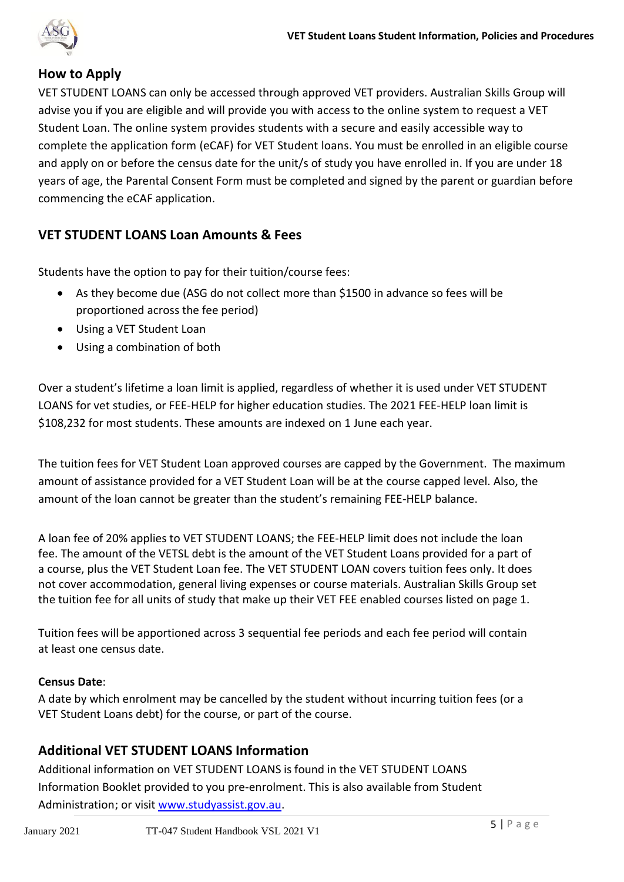## How to Apply

VET STUDENT LOANS can only be accessed through approved VET providers. Australian Skills Group will advise you if you are eligible and will provide you with access to the online system to request a VET Student Loan. The online system provides students with a secure and easily accessible way to complete the application form (eCAF) for VET Student loans. You must be enrolled in an eligible course and apply on or before the census date for the unit/s of study you have enrolled in. If you are under 18 years of age, the Parental Consent Form must be completed and signed by the parent or guardian before commencing the eCAF application.

## VET STUDENT LOANS Loan Amounts & Fees

Students have the option to pay for their tuition/course fees:

- As they become due (ASG do not collect more than $1500 in advance so fees will be proportioned across the fee period)
- Using a VET Student Loan
- Using a combination of both

Over a student's lifetime a loan limit is applied, regardless of whether it is used under VET STUDENT LOANS for vet studies, or FEE-HELP for higher education studies. The 2021 FEE-HELP loan limit is $108,232 for most students. These amounts are indexed on 1 June each year.

The tuition fees for VET Student Loan approved courses are capped by the Government. The maximum amount of assistance provided for a VET Student Loan will be at the course capped level. Also, the amount of the loan cannot be greater than the student's remaining FEE-HELP balance.

A loan fee of 20% applies to VET STUDENT LOANS; the FEE-HELP limit does not include the loan fee. The amount of the VETSL debt is the amount of the VET Student Loans provided for a part of a course, plus the VET Student Loan fee. The VET STUDENT LOAN covers tuition fees only. It does not cover accommodation, general living expenses or course materials. Australian Skills Group set the tuition fee for all units of study that make up their VET FEE enabled courses listed on page 1.

Tuition fees will be apportioned across 3 sequential fee periods and each fee period will contain at least one census date.

**Census Date**:
A date by which enrolment may be cancelled by the student without incurring tuition fees (or a VET Student Loans debt) for the course, or part of the course.

## Additional VET STUDENT LOANS Information

Additional information on VET STUDENT LOANS is found in the VET STUDENT LOANS Information Booklet provided to you pre-enrolment. This is also available from Student Administration; or visit [www.studyassist.gov.au](http://www.studyassist.gov.au).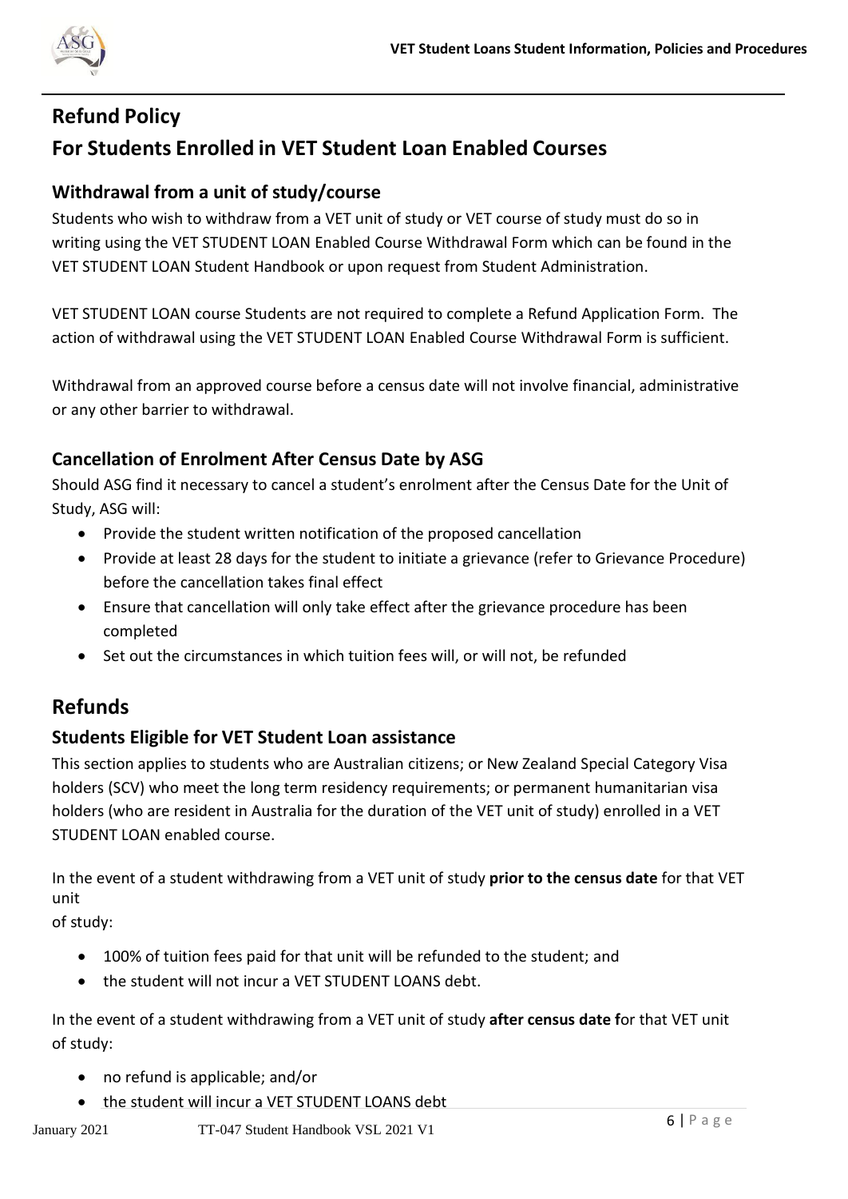# Refund Policy

# For Students Enrolled in VET Student Loan Enabled Courses

## Withdrawal from a unit of study/course

Students who wish to withdraw from a VET unit of study or VET course of study must do so in writing using the VET STUDENT LOAN Enabled Course Withdrawal Form which can be found in the VET STUDENT LOAN Student Handbook or upon request from Student Administration.

VET STUDENT LOAN course Students are not required to complete a Refund Application Form. The action of withdrawal using the VET STUDENT LOAN Enabled Course Withdrawal Form is sufficient.

Withdrawal from an approved course before a census date will not involve financial, administrative or any other barrier to withdrawal.

## Cancellation of Enrolment After Census Date by ASG

Should ASG find it necessary to cancel a student's enrolment after the Census Date for the Unit of Study, ASG will:

- Provide the student written notification of the proposed cancellation
- Provide at least 28 days for the student to initiate a grievance (refer to Grievance Procedure) before the cancellation takes final effect
- Ensure that cancellation will only take effect after the grievance procedure has been completed
- Set out the circumstances in which tuition fees will, or will not, be refunded

# Refunds

## Students Eligible for VET Student Loan assistance

This section applies to students who are Australian citizens; or New Zealand Special Category Visa holders (SCV) who meet the long term residency requirements; or permanent humanitarian visa holders (who are resident in Australia for the duration of the VET unit of study) enrolled in a VET STUDENT LOAN enabled course.

In the event of a student withdrawing from a VET unit of study **prior to the census date** for that VET unit of study:

- 100% of tuition fees paid for that unit will be refunded to the student; and
- the student will not incur a VET STUDENT LOANS debt.

In the event of a student withdrawing from a VET unit of study **after census date f**or that VET unit of study:

- no refund is applicable; and/or
- the student will incur a VET STUDENT LOANS debt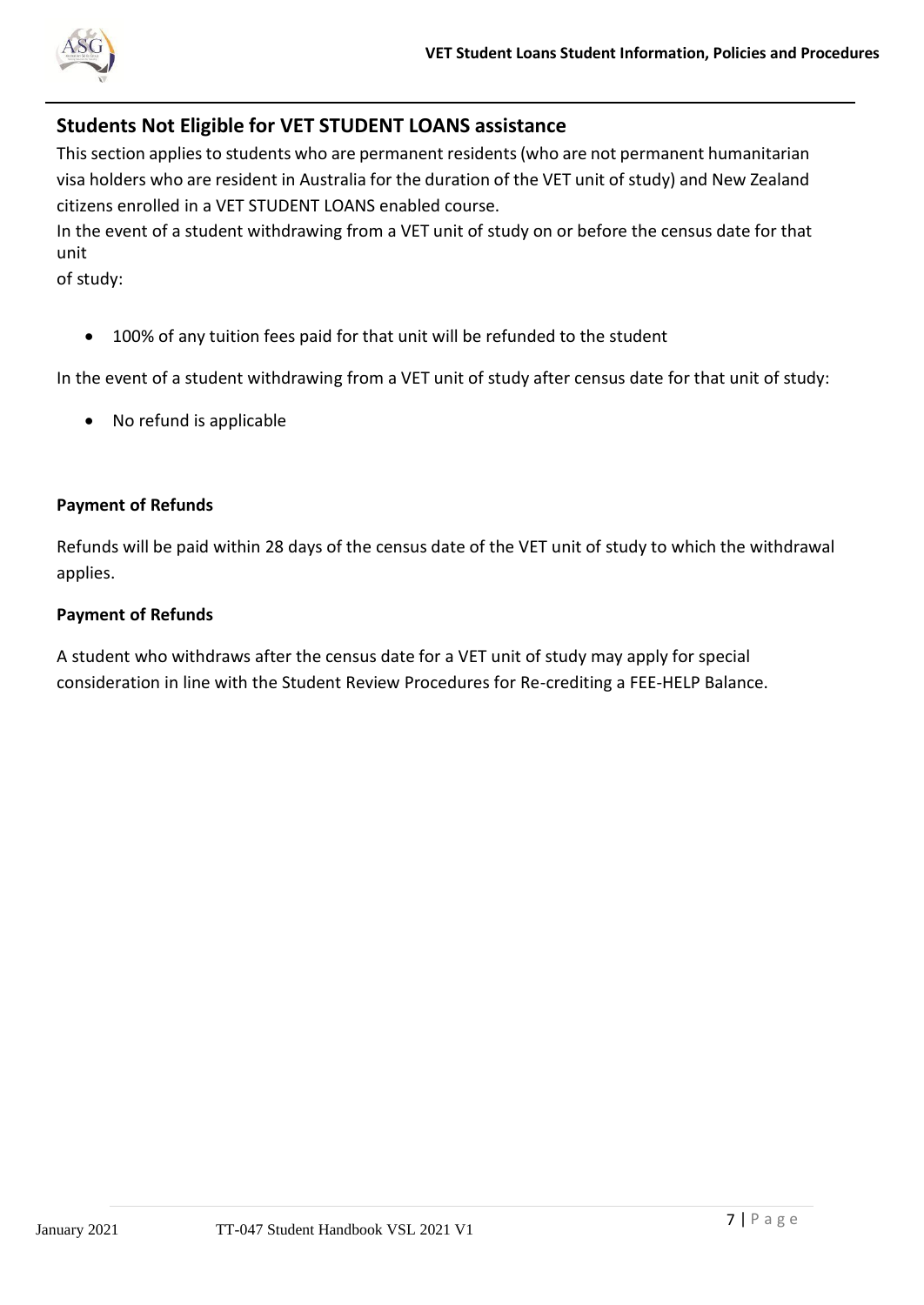## Students Not Eligible for VET STUDENT LOANS assistance

This section applies to students who are permanent residents (who are not permanent humanitarian visa holders who are resident in Australia for the duration of the VET unit of study) and New Zealand citizens enrolled in a VET STUDENT LOANS enabled course.

In the event of a student withdrawing from a VET unit of study on or before the census date for that unit of study:

- 100% of any tuition fees paid for that unit will be refunded to the student

In the event of a student withdrawing from a VET unit of study after census date for that unit of study:

- No refund is applicable

**Payment of Refunds**

Refunds will be paid within 28 days of the census date of the VET unit of study to which the withdrawal applies.

**Payment of Refunds**

A student who withdraws after the census date for a VET unit of study may apply for special consideration in line with the Student Review Procedures for Re-crediting a FEE-HELP Balance.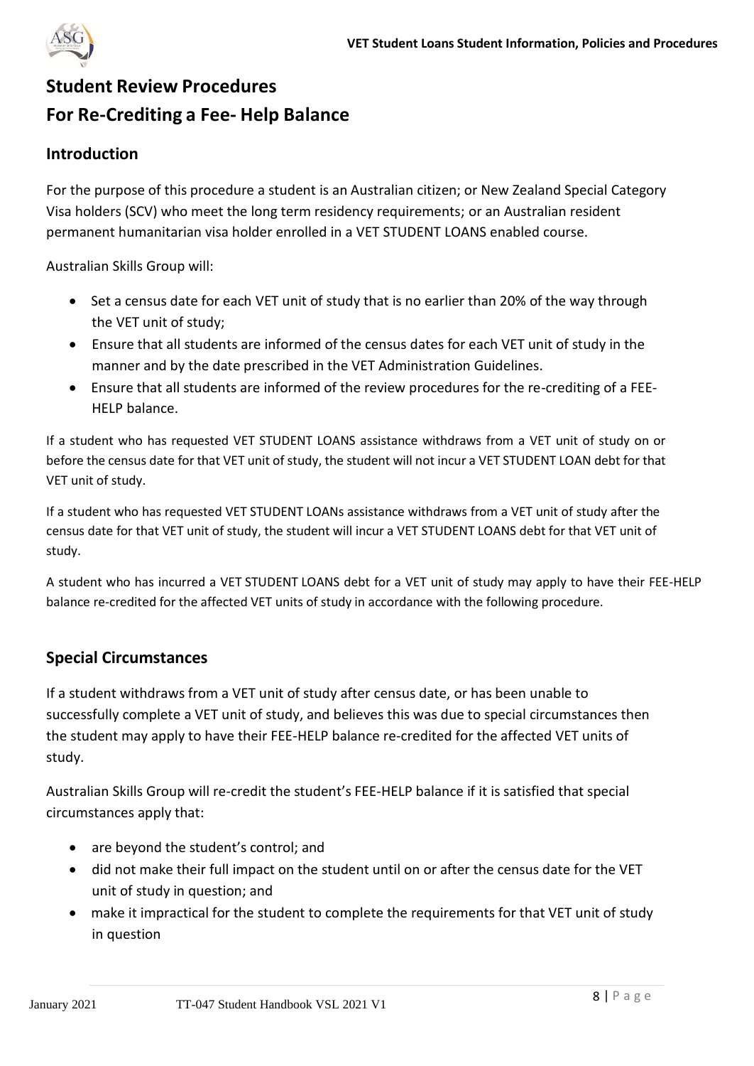# Student Review Procedures

# For Re-Crediting a Fee- Help Balance

## Introduction

For the purpose of this procedure a student is an Australian citizen; or New Zealand Special Category Visa holders (SCV) who meet the long term residency requirements; or an Australian resident permanent humanitarian visa holder enrolled in a VET STUDENT LOANS enabled course.

Australian Skills Group will:

- Set a census date for each VET unit of study that is no earlier than 20% of the way through the VET unit of study;
- Ensure that all students are informed of the census dates for each VET unit of study in the manner and by the date prescribed in the VET Administration Guidelines.
- Ensure that all students are informed of the review procedures for the re-crediting of a FEE-HELP balance.

If a student who has requested VET STUDENT LOANS assistance withdraws from a VET unit of study on or before the census date for that VET unit of study, the student will not incur a VET STUDENT LOAN debt for that VET unit of study.

If a student who has requested VET STUDENT LOANs assistance withdraws from a VET unit of study after the census date for that VET unit of study, the student will incur a VET STUDENT LOANS debt for that VET unit of study.

A student who has incurred a VET STUDENT LOANS debt for a VET unit of study may apply to have their FEE-HELP balance re-credited for the affected VET units of study in accordance with the following procedure.

## Special Circumstances

If a student withdraws from a VET unit of study after census date, or has been unable to successfully complete a VET unit of study, and believes this was due to special circumstances then the student may apply to have their FEE-HELP balance re-credited for the affected VET units of study.

Australian Skills Group will re-credit the student's FEE-HELP balance if it is satisfied that special circumstances apply that:

- are beyond the student's control; and
- did not make their full impact on the student until on or after the census date for the VET unit of study in question; and
- make it impractical for the student to complete the requirements for that VET unit of study in question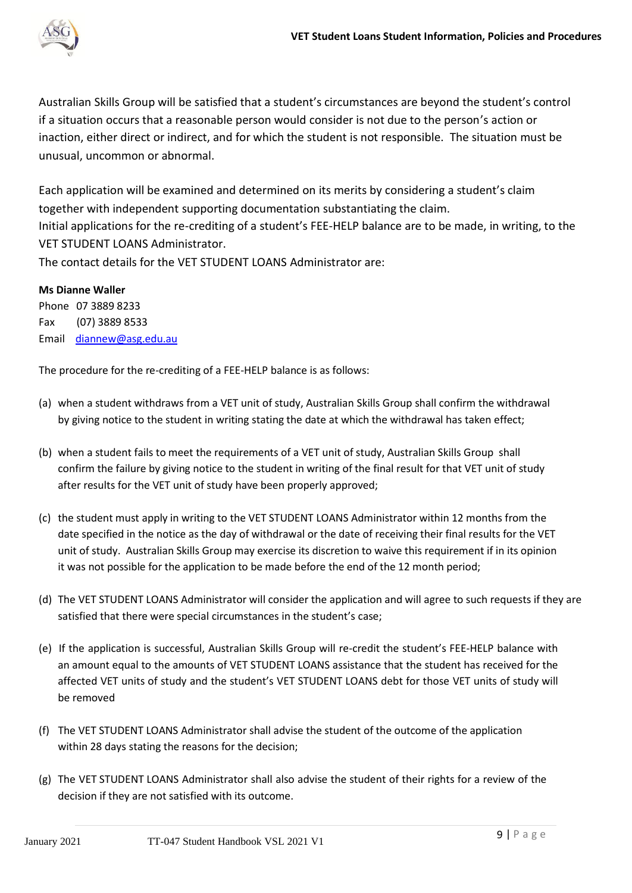Australian Skills Group will be satisfied that a student's circumstances are beyond the student's control if a situation occurs that a reasonable person would consider is not due to the person's action or inaction, either direct or indirect, and for which the student is not responsible. The situation must be unusual, uncommon or abnormal.

Each application will be examined and determined on its merits by considering a student's claim together with independent supporting documentation substantiating the claim.
Initial applications for the re-crediting of a student's FEE-HELP balance are to be made, in writing, to the VET STUDENT LOANS Administrator.
The contact details for the VET STUDENT LOANS Administrator are:

**Ms Dianne Waller**
Phone 07 3889 8233
Fax (07) 3889 8533
Email diannew@asg.edu.au

The procedure for the re-crediting of a FEE-HELP balance is as follows:

(a) when a student withdraws from a VET unit of study, Australian Skills Group shall confirm the withdrawal by giving notice to the student in writing stating the date at which the withdrawal has taken effect;

(b) when a student fails to meet the requirements of a VET unit of study, Australian Skills Group shall confirm the failure by giving notice to the student in writing of the final result for that VET unit of study after results for the VET unit of study have been properly approved;

(c) the student must apply in writing to the VET STUDENT LOANS Administrator within 12 months from the date specified in the notice as the day of withdrawal or the date of receiving their final results for the VET unit of study. Australian Skills Group may exercise its discretion to waive this requirement if in its opinion it was not possible for the application to be made before the end of the 12 month period;

(d) The VET STUDENT LOANS Administrator will consider the application and will agree to such requests if they are satisfied that there were special circumstances in the student's case;

(e) If the application is successful, Australian Skills Group will re-credit the student's FEE-HELP balance with an amount equal to the amounts of VET STUDENT LOANS assistance that the student has received for the affected VET units of study and the student's VET STUDENT LOANS debt for those VET units of study will be removed

(f) The VET STUDENT LOANS Administrator shall advise the student of the outcome of the application within 28 days stating the reasons for the decision;

(g) The VET STUDENT LOANS Administrator shall also advise the student of their rights for a review of the decision if they are not satisfied with its outcome.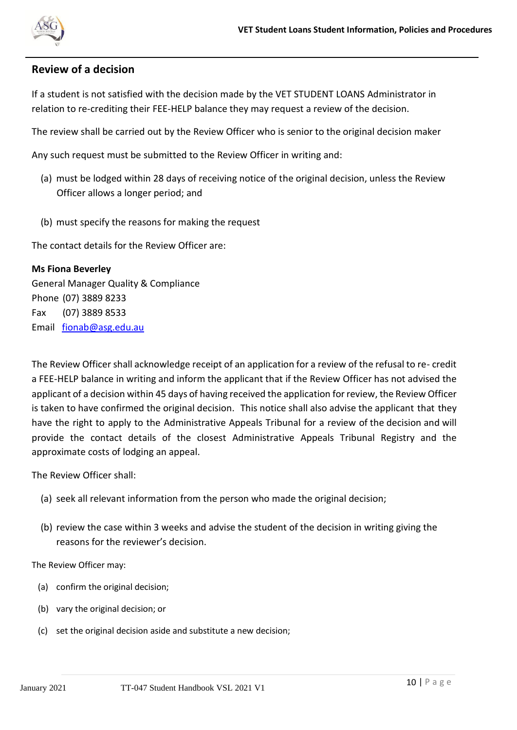## Review of a decision

If a student is not satisfied with the decision made by the VET STUDENT LOANS Administrator in relation to re-crediting their FEE-HELP balance they may request a review of the decision.

The review shall be carried out by the Review Officer who is senior to the original decision maker

Any such request must be submitted to the Review Officer in writing and:

(a) must be lodged within 28 days of receiving notice of the original decision, unless the Review Officer allows a longer period; and

(b) must specify the reasons for making the request

The contact details for the Review Officer are:

**Ms Fiona Beverley**
General Manager Quality & Compliance
Phone (07) 3889 8233
Fax (07) 3889 8533
Email fionab@asg.edu.au

The Review Officer shall acknowledge receipt of an application for a review of the refusal to re- credit a FEE-HELP balance in writing and inform the applicant that if the Review Officer has not advised the applicant of a decision within 45 days of having received the application for review, the Review Officer is taken to have confirmed the original decision. This notice shall also advise the applicant that they have the right to apply to the Administrative Appeals Tribunal for a review of the decision and will provide the contact details of the closest Administrative Appeals Tribunal Registry and the approximate costs of lodging an appeal.

The Review Officer shall:

(a) seek all relevant information from the person who made the original decision;

(b) review the case within 3 weeks and advise the student of the decision in writing giving the reasons for the reviewer's decision.

The Review Officer may:

(a) confirm the original decision;

(b) vary the original decision; or

(c) set the original decision aside and substitute a new decision;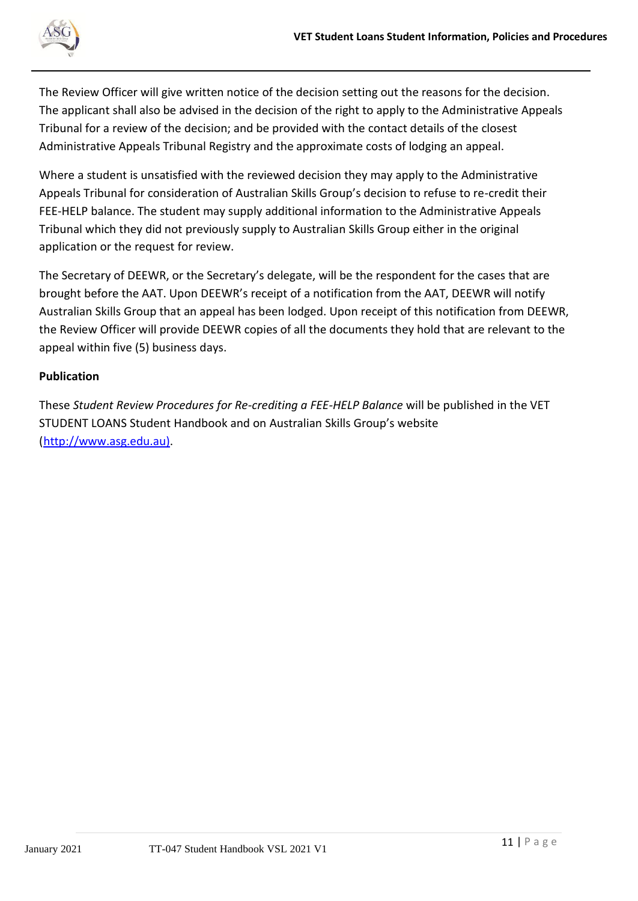The Review Officer will give written notice of the decision setting out the reasons for the decision. The applicant shall also be advised in the decision of the right to apply to the Administrative Appeals Tribunal for a review of the decision; and be provided with the contact details of the closest Administrative Appeals Tribunal Registry and the approximate costs of lodging an appeal.

Where a student is unsatisfied with the reviewed decision they may apply to the Administrative Appeals Tribunal for consideration of Australian Skills Group's decision to refuse to re-credit their FEE-HELP balance. The student may supply additional information to the Administrative Appeals Tribunal which they did not previously supply to Australian Skills Group either in the original application or the request for review.

The Secretary of DEEWR, or the Secretary's delegate, will be the respondent for the cases that are brought before the AAT. Upon DEEWR's receipt of a notification from the AAT, DEEWR will notify Australian Skills Group that an appeal has been lodged. Upon receipt of this notification from DEEWR, the Review Officer will provide DEEWR copies of all the documents they hold that are relevant to the appeal within five (5) business days.

**Publication**

These *Student Review Procedures for Re-crediting a FEE-HELP Balance* will be published in the VET STUDENT LOANS Student Handbook and on Australian Skills Group's website (http://www.asg.edu.au).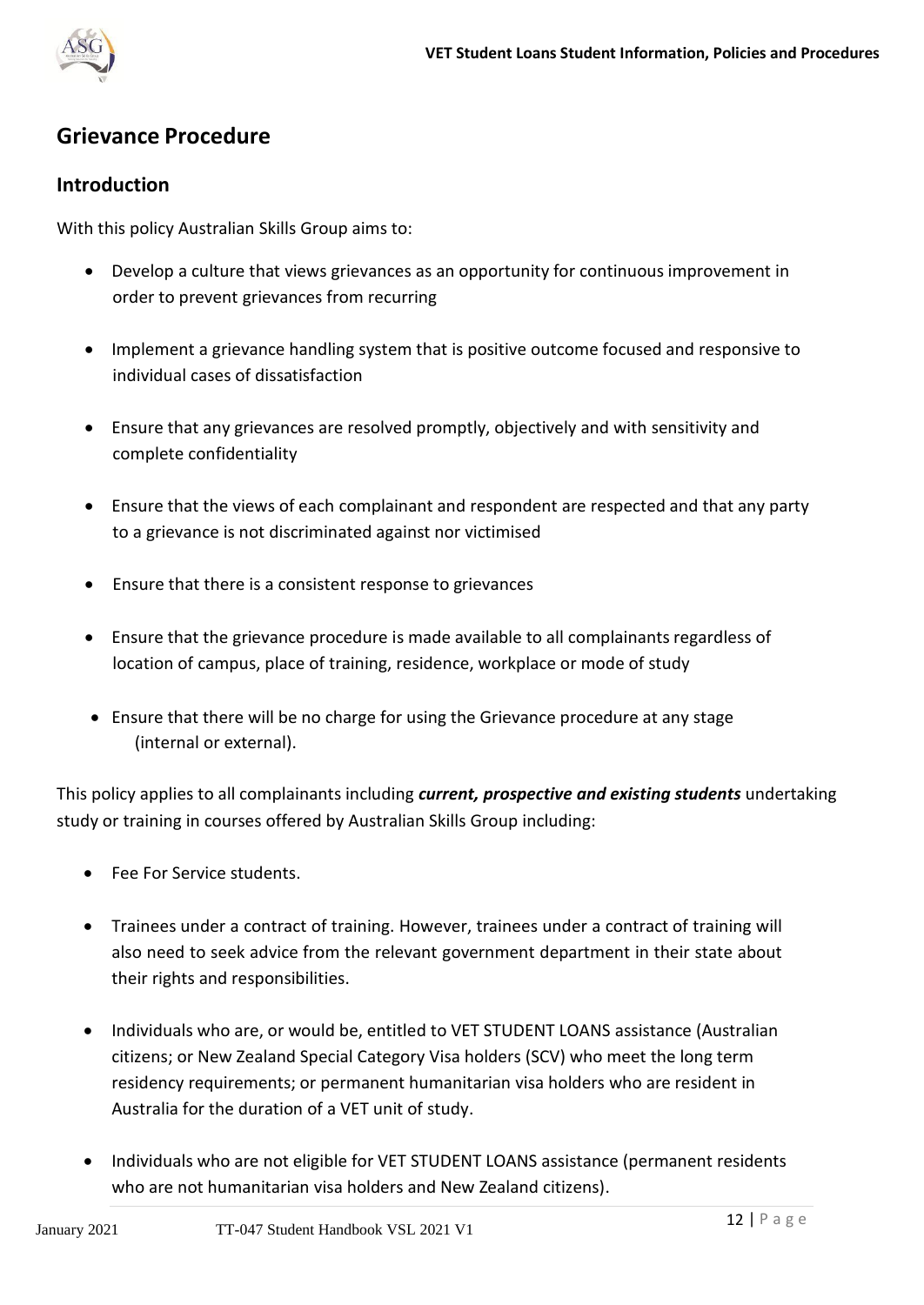## Grievance Procedure

### Introduction

With this policy Australian Skills Group aims to:

- Develop a culture that views grievances as an opportunity for continuous improvement in order to prevent grievances from recurring
- Implement a grievance handling system that is positive outcome focused and responsive to individual cases of dissatisfaction
- Ensure that any grievances are resolved promptly, objectively and with sensitivity and complete confidentiality
- Ensure that the views of each complainant and respondent are respected and that any party to a grievance is not discriminated against nor victimised
- Ensure that there is a consistent response to grievances
- Ensure that the grievance procedure is made available to all complainants regardless of location of campus, place of training, residence, workplace or mode of study
- Ensure that there will be no charge for using the Grievance procedure at any stage (internal or external).

This policy applies to all complainants including ***current, prospective and existing students*** undertaking study or training in courses offered by Australian Skills Group including:

- Fee For Service students.
- Trainees under a contract of training. However, trainees under a contract of training will also need to seek advice from the relevant government department in their state about their rights and responsibilities.
- Individuals who are, or would be, entitled to VET STUDENT LOANS assistance (Australian citizens; or New Zealand Special Category Visa holders (SCV) who meet the long term residency requirements; or permanent humanitarian visa holders who are resident in Australia for the duration of a VET unit of study.
- Individuals who are not eligible for VET STUDENT LOANS assistance (permanent residents who are not humanitarian visa holders and New Zealand citizens).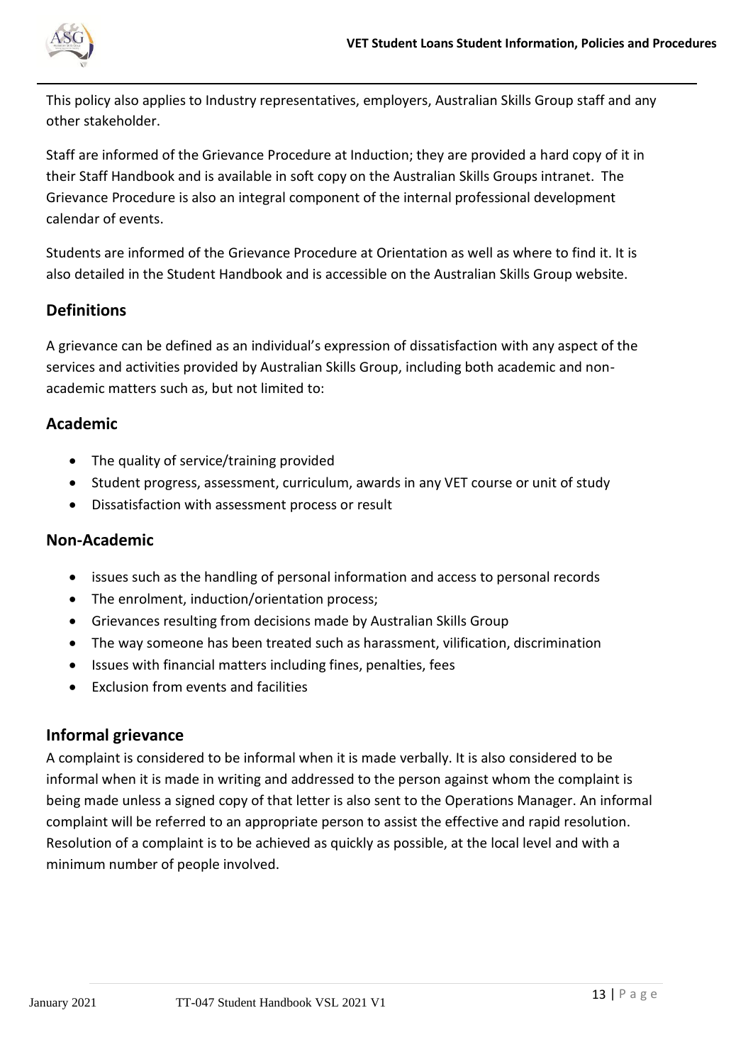This policy also applies to Industry representatives, employers, Australian Skills Group staff and any other stakeholder.

Staff are informed of the Grievance Procedure at Induction; they are provided a hard copy of it in their Staff Handbook and is available in soft copy on the Australian Skills Groups intranet. The Grievance Procedure is also an integral component of the internal professional development calendar of events.

Students are informed of the Grievance Procedure at Orientation as well as where to find it. It is also detailed in the Student Handbook and is accessible on the Australian Skills Group website.

## Definitions

A grievance can be defined as an individual's expression of dissatisfaction with any aspect of the services and activities provided by Australian Skills Group, including both academic and non-academic matters such as, but not limited to:

## Academic

- The quality of service/training provided
- Student progress, assessment, curriculum, awards in any VET course or unit of study
- Dissatisfaction with assessment process or result

## Non-Academic

- issues such as the handling of personal information and access to personal records
- The enrolment, induction/orientation process;
- Grievances resulting from decisions made by Australian Skills Group
- The way someone has been treated such as harassment, vilification, discrimination
- Issues with financial matters including fines, penalties, fees
- Exclusion from events and facilities

## Informal grievance

A complaint is considered to be informal when it is made verbally. It is also considered to be informal when it is made in writing and addressed to the person against whom the complaint is being made unless a signed copy of that letter is also sent to the Operations Manager. An informal complaint will be referred to an appropriate person to assist the effective and rapid resolution. Resolution of a complaint is to be achieved as quickly as possible, at the local level and with a minimum number of people involved.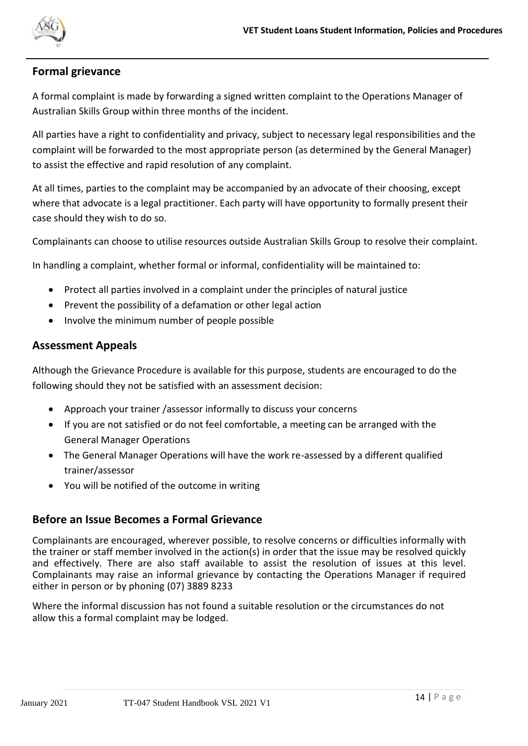## Formal grievance

A formal complaint is made by forwarding a signed written complaint to the Operations Manager of Australian Skills Group within three months of the incident.

All parties have a right to confidentiality and privacy, subject to necessary legal responsibilities and the complaint will be forwarded to the most appropriate person (as determined by the General Manager) to assist the effective and rapid resolution of any complaint.

At all times, parties to the complaint may be accompanied by an advocate of their choosing, except where that advocate is a legal practitioner. Each party will have opportunity to formally present their case should they wish to do so.

Complainants can choose to utilise resources outside Australian Skills Group to resolve their complaint.

In handling a complaint, whether formal or informal, confidentiality will be maintained to:

- Protect all parties involved in a complaint under the principles of natural justice
- Prevent the possibility of a defamation or other legal action
- Involve the minimum number of people possible

## Assessment Appeals

Although the Grievance Procedure is available for this purpose, students are encouraged to do the following should they not be satisfied with an assessment decision:

- Approach your trainer /assessor informally to discuss your concerns
- If you are not satisfied or do not feel comfortable, a meeting can be arranged with the General Manager Operations
- The General Manager Operations will have the work re-assessed by a different qualified trainer/assessor
- You will be notified of the outcome in writing

## Before an Issue Becomes a Formal Grievance

Complainants are encouraged, wherever possible, to resolve concerns or difficulties informally with the trainer or staff member involved in the action(s) in order that the issue may be resolved quickly and effectively. There are also staff available to assist the resolution of issues at this level. Complainants may raise an informal grievance by contacting the Operations Manager if required either in person or by phoning (07) 3889 8233

Where the informal discussion has not found a suitable resolution or the circumstances do not allow this a formal complaint may be lodged.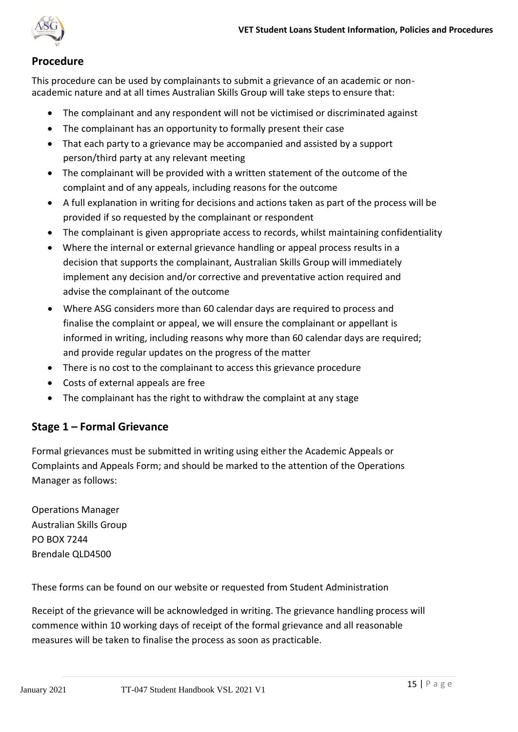## Procedure

This procedure can be used by complainants to submit a grievance of an academic or non-academic nature and at all times Australian Skills Group will take steps to ensure that:

- The complainant and any respondent will not be victimised or discriminated against
- The complainant has an opportunity to formally present their case
- That each party to a grievance may be accompanied and assisted by a support person/third party at any relevant meeting
- The complainant will be provided with a written statement of the outcome of the complaint and of any appeals, including reasons for the outcome
- A full explanation in writing for decisions and actions taken as part of the process will be provided if so requested by the complainant or respondent
- The complainant is given appropriate access to records, whilst maintaining confidentiality
- Where the internal or external grievance handling or appeal process results in a decision that supports the complainant, Australian Skills Group will immediately implement any decision and/or corrective and preventative action required and advise the complainant of the outcome
- Where ASG considers more than 60 calendar days are required to process and finalise the complaint or appeal, we will ensure the complainant or appellant is informed in writing, including reasons why more than 60 calendar days are required; and provide regular updates on the progress of the matter
- There is no cost to the complainant to access this grievance procedure
- Costs of external appeals are free
- The complainant has the right to withdraw the complaint at any stage

## Stage 1 – Formal Grievance

Formal grievances must be submitted in writing using either the Academic Appeals or Complaints and Appeals Form; and should be marked to the attention of the Operations Manager as follows:

Operations Manager
Australian Skills Group
PO BOX 7244
Brendale QLD4500

These forms can be found on our website or requested from Student Administration

Receipt of the grievance will be acknowledged in writing. The grievance handling process will commence within 10 working days of receipt of the formal grievance and all reasonable measures will be taken to finalise the process as soon as practicable.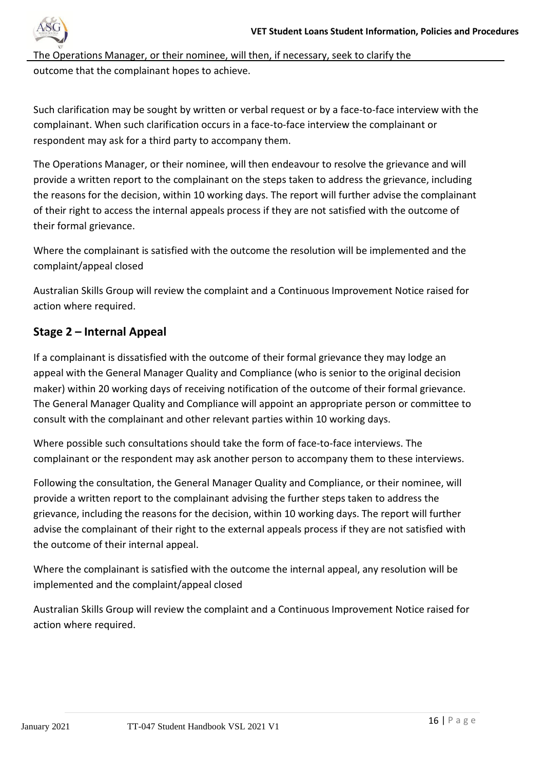The Operations Manager, or their nominee, will then, if necessary, seek to clarify the outcome that the complainant hopes to achieve.

Such clarification may be sought by written or verbal request or by a face-to-face interview with the complainant. When such clarification occurs in a face-to-face interview the complainant or respondent may ask for a third party to accompany them.

The Operations Manager, or their nominee, will then endeavour to resolve the grievance and will provide a written report to the complainant on the steps taken to address the grievance, including the reasons for the decision, within 10 working days. The report will further advise the complainant of their right to access the internal appeals process if they are not satisfied with the outcome of their formal grievance.

Where the complainant is satisfied with the outcome the resolution will be implemented and the complaint/appeal closed

Australian Skills Group will review the complaint and a Continuous Improvement Notice raised for action where required.

## Stage 2 – Internal Appeal

If a complainant is dissatisfied with the outcome of their formal grievance they may lodge an appeal with the General Manager Quality and Compliance (who is senior to the original decision maker) within 20 working days of receiving notification of the outcome of their formal grievance. The General Manager Quality and Compliance will appoint an appropriate person or committee to consult with the complainant and other relevant parties within 10 working days.

Where possible such consultations should take the form of face-to-face interviews. The complainant or the respondent may ask another person to accompany them to these interviews.

Following the consultation, the General Manager Quality and Compliance, or their nominee, will provide a written report to the complainant advising the further steps taken to address the grievance, including the reasons for the decision, within 10 working days. The report will further advise the complainant of their right to the external appeals process if they are not satisfied with the outcome of their internal appeal.

Where the complainant is satisfied with the outcome the internal appeal, any resolution will be implemented and the complaint/appeal closed

Australian Skills Group will review the complaint and a Continuous Improvement Notice raised for action where required.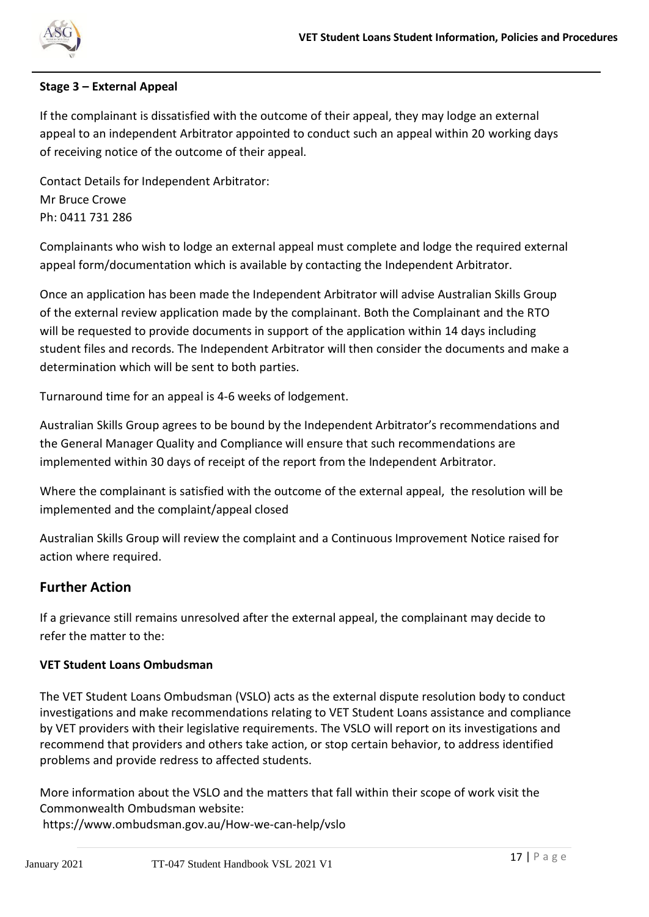**Stage 3 – External Appeal**

If the complainant is dissatisfied with the outcome of their appeal, they may lodge an external appeal to an independent Arbitrator appointed to conduct such an appeal within 20 working days of receiving notice of the outcome of their appeal.

Contact Details for Independent Arbitrator:
Mr Bruce Crowe
Ph: 0411 731 286

Complainants who wish to lodge an external appeal must complete and lodge the required external appeal form/documentation which is available by contacting the Independent Arbitrator.

Once an application has been made the Independent Arbitrator will advise Australian Skills Group of the external review application made by the complainant. Both the Complainant and the RTO will be requested to provide documents in support of the application within 14 days including student files and records. The Independent Arbitrator will then consider the documents and make a determination which will be sent to both parties.

Turnaround time for an appeal is 4-6 weeks of lodgement.

Australian Skills Group agrees to be bound by the Independent Arbitrator's recommendations and the General Manager Quality and Compliance will ensure that such recommendations are implemented within 30 days of receipt of the report from the Independent Arbitrator.

Where the complainant is satisfied with the outcome of the external appeal, the resolution will be implemented and the complaint/appeal closed

Australian Skills Group will review the complaint and a Continuous Improvement Notice raised for action where required.

## Further Action

If a grievance still remains unresolved after the external appeal, the complainant may decide to refer the matter to the:

**VET Student Loans Ombudsman**

The VET Student Loans Ombudsman (VSLO) acts as the external dispute resolution body to conduct investigations and make recommendations relating to VET Student Loans assistance and compliance by VET providers with their legislative requirements. The VSLO will report on its investigations and recommend that providers and others take action, or stop certain behavior, to address identified problems and provide redress to affected students.

More information about the VSLO and the matters that fall within their scope of work visit the Commonwealth Ombudsman website:
https://www.ombudsman.gov.au/How-we-can-help/vslo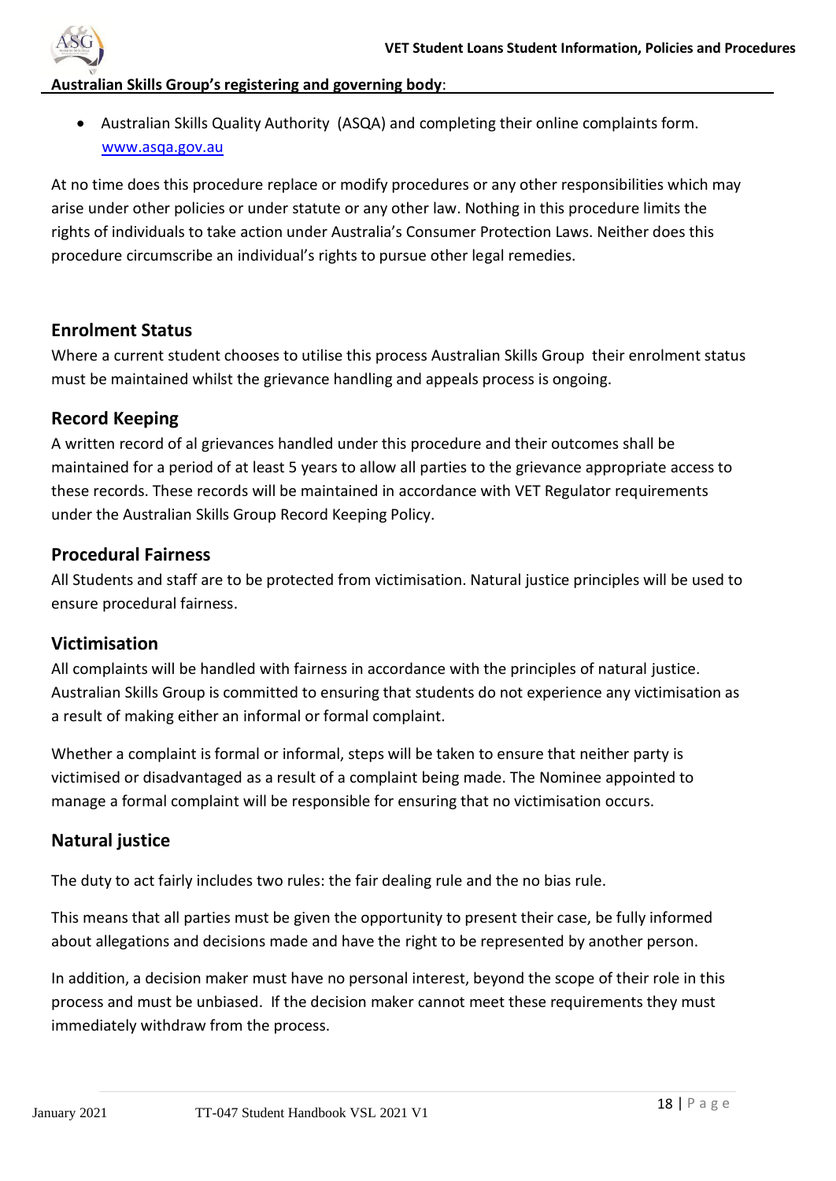**Australian Skills Group's registering and governing body**:

- Australian Skills Quality Authority (ASQA) and completing their online complaints form. [www.asqa.gov.au](http://www.asqa.gov.au)

At no time does this procedure replace or modify procedures or any other responsibilities which may arise under other policies or under statute or any other law. Nothing in this procedure limits the rights of individuals to take action under Australia's Consumer Protection Laws. Neither does this procedure circumscribe an individual's rights to pursue other legal remedies.

## Enrolment Status

Where a current student chooses to utilise this process Australian Skills Group their enrolment status must be maintained whilst the grievance handling and appeals process is ongoing.

## Record Keeping

A written record of al grievances handled under this procedure and their outcomes shall be maintained for a period of at least 5 years to allow all parties to the grievance appropriate access to these records. These records will be maintained in accordance with VET Regulator requirements under the Australian Skills Group Record Keeping Policy.

## Procedural Fairness

All Students and staff are to be protected from victimisation. Natural justice principles will be used to ensure procedural fairness.

## Victimisation

All complaints will be handled with fairness in accordance with the principles of natural justice. Australian Skills Group is committed to ensuring that students do not experience any victimisation as a result of making either an informal or formal complaint.

Whether a complaint is formal or informal, steps will be taken to ensure that neither party is victimised or disadvantaged as a result of a complaint being made. The Nominee appointed to manage a formal complaint will be responsible for ensuring that no victimisation occurs.

## Natural justice

The duty to act fairly includes two rules: the fair dealing rule and the no bias rule.

This means that all parties must be given the opportunity to present their case, be fully informed about allegations and decisions made and have the right to be represented by another person.

In addition, a decision maker must have no personal interest, beyond the scope of their role in this process and must be unbiased. If the decision maker cannot meet these requirements they must immediately withdraw from the process.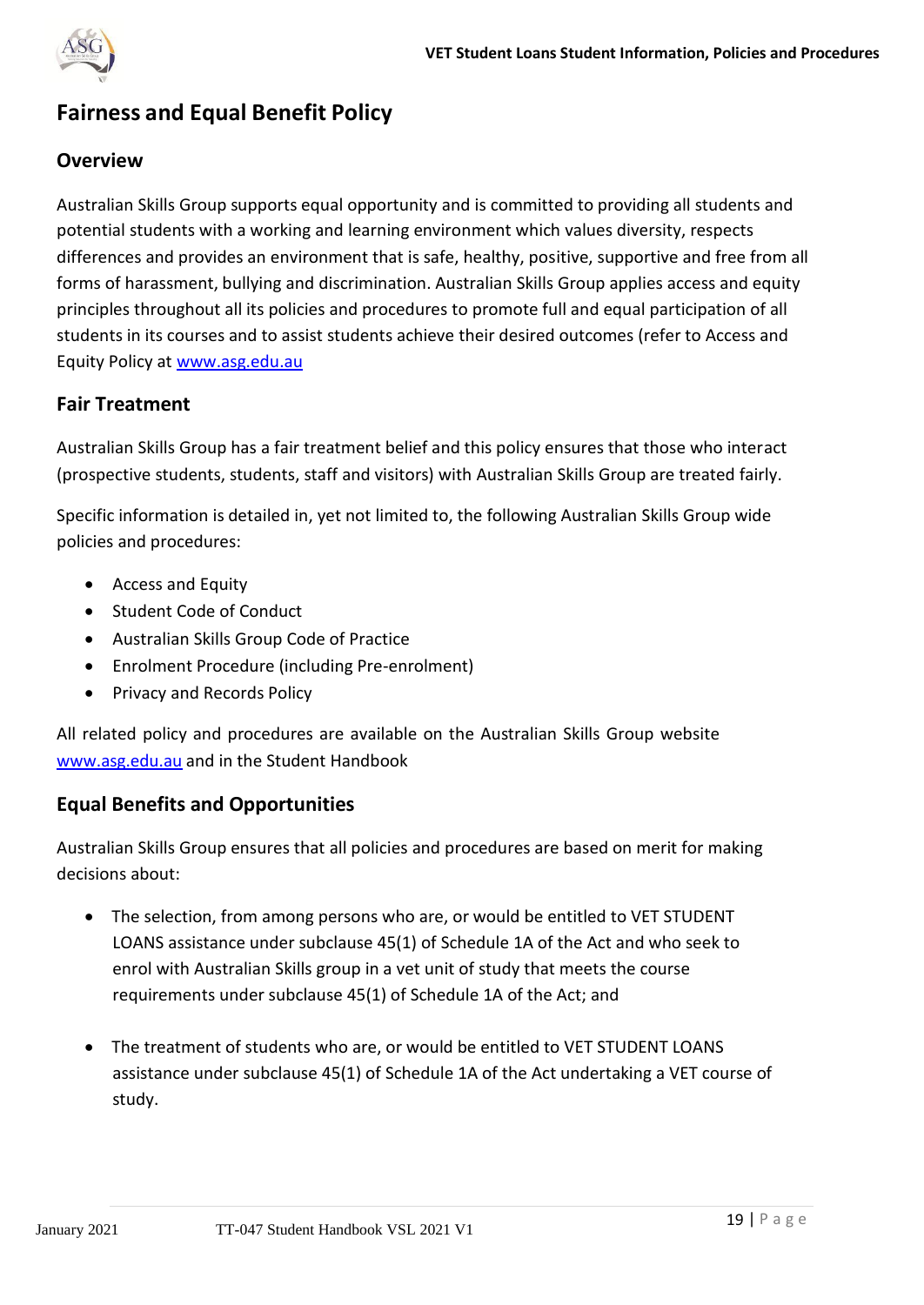# Fairness and Equal Benefit Policy

## Overview

Australian Skills Group supports equal opportunity and is committed to providing all students and potential students with a working and learning environment which values diversity, respects differences and provides an environment that is safe, healthy, positive, supportive and free from all forms of harassment, bullying and discrimination. Australian Skills Group applies access and equity principles throughout all its policies and procedures to promote full and equal participation of all students in its courses and to assist students achieve their desired outcomes (refer to Access and Equity Policy at [www.asg.edu.au](www.asg.edu.au)

## Fair Treatment

Australian Skills Group has a fair treatment belief and this policy ensures that those who interact (prospective students, students, staff and visitors) with Australian Skills Group are treated fairly.

Specific information is detailed in, yet not limited to, the following Australian Skills Group wide policies and procedures:

- Access and Equity
- Student Code of Conduct
- Australian Skills Group Code of Practice
- Enrolment Procedure (including Pre-enrolment)
- Privacy and Records Policy

All related policy and procedures are available on the Australian Skills Group website [www.asg.edu.au](www.asg.edu.au) and in the Student Handbook

## Equal Benefits and Opportunities

Australian Skills Group ensures that all policies and procedures are based on merit for making decisions about:

- The selection, from among persons who are, or would be entitled to VET STUDENT LOANS assistance under subclause 45(1) of Schedule 1A of the Act and who seek to enrol with Australian Skills group in a vet unit of study that meets the course requirements under subclause 45(1) of Schedule 1A of the Act; and

- The treatment of students who are, or would be entitled to VET STUDENT LOANS assistance under subclause 45(1) of Schedule 1A of the Act undertaking a VET course of study.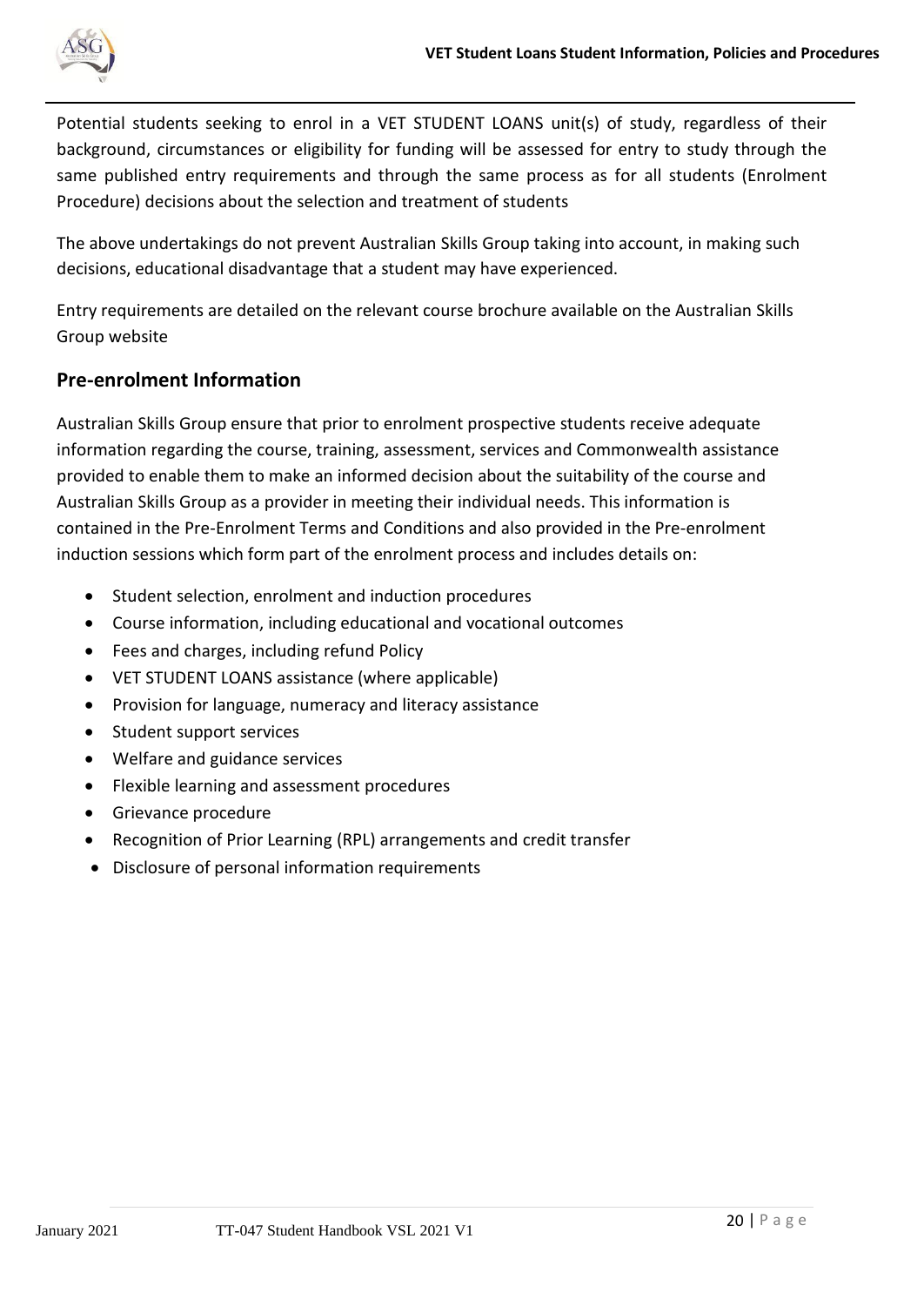Potential students seeking to enrol in a VET STUDENT LOANS unit(s) of study, regardless of their background, circumstances or eligibility for funding will be assessed for entry to study through the same published entry requirements and through the same process as for all students (Enrolment Procedure) decisions about the selection and treatment of students

The above undertakings do not prevent Australian Skills Group taking into account, in making such decisions, educational disadvantage that a student may have experienced.

Entry requirements are detailed on the relevant course brochure available on the Australian Skills Group website

## Pre-enrolment Information

Australian Skills Group ensure that prior to enrolment prospective students receive adequate information regarding the course, training, assessment, services and Commonwealth assistance provided to enable them to make an informed decision about the suitability of the course and Australian Skills Group as a provider in meeting their individual needs. This information is contained in the Pre-Enrolment Terms and Conditions and also provided in the Pre-enrolment induction sessions which form part of the enrolment process and includes details on:

- Student selection, enrolment and induction procedures
- Course information, including educational and vocational outcomes
- Fees and charges, including refund Policy
- VET STUDENT LOANS assistance (where applicable)
- Provision for language, numeracy and literacy assistance
- Student support services
- Welfare and guidance services
- Flexible learning and assessment procedures
- Grievance procedure
- Recognition of Prior Learning (RPL) arrangements and credit transfer
- Disclosure of personal information requirements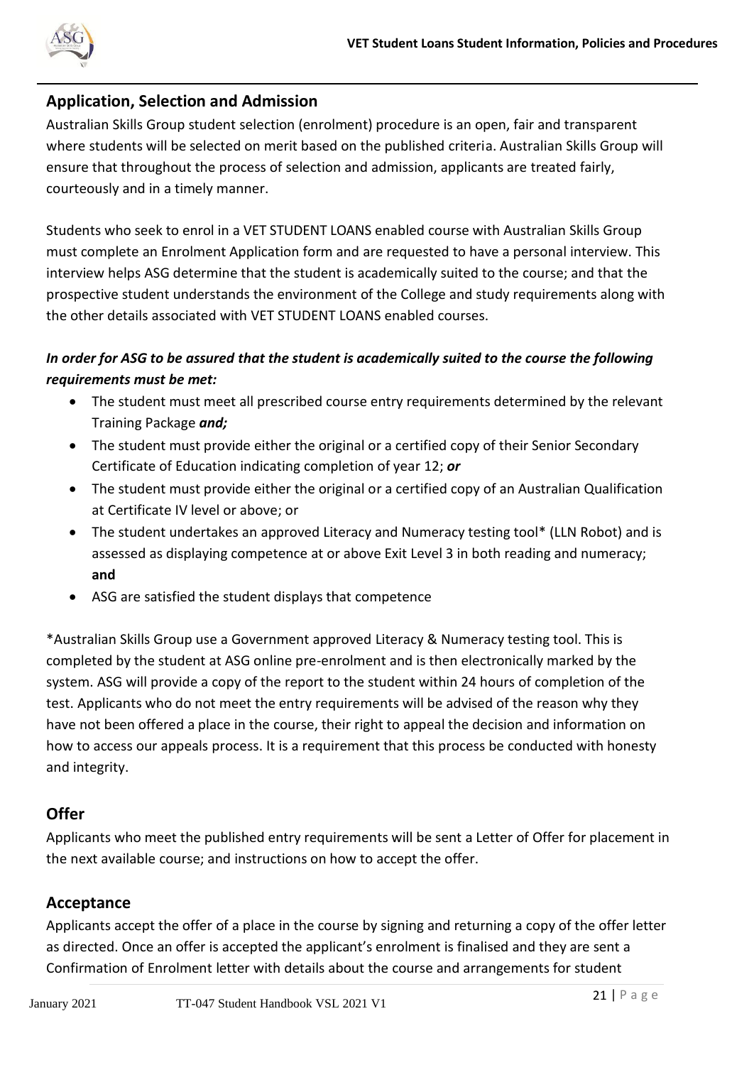## Application, Selection and Admission

Australian Skills Group student selection (enrolment) procedure is an open, fair and transparent where students will be selected on merit based on the published criteria. Australian Skills Group will ensure that throughout the process of selection and admission, applicants are treated fairly, courteously and in a timely manner.

Students who seek to enrol in a VET STUDENT LOANS enabled course with Australian Skills Group must complete an Enrolment Application form and are requested to have a personal interview. This interview helps ASG determine that the student is academically suited to the course; and that the prospective student understands the environment of the College and study requirements along with the other details associated with VET STUDENT LOANS enabled courses.

***In order for ASG to be assured that the student is academically suited to the course the following requirements must be met:***

- The student must meet all prescribed course entry requirements determined by the relevant Training Package ***and;***
- The student must provide either the original or a certified copy of their Senior Secondary Certificate of Education indicating completion of year 12; ***or***
- The student must provide either the original or a certified copy of an Australian Qualification at Certificate IV level or above; or
- The student undertakes an approved Literacy and Numeracy testing tool* (LLN Robot) and is assessed as displaying competence at or above Exit Level 3 in both reading and numeracy; **and**
- ASG are satisfied the student displays that competence

*Australian Skills Group use a Government approved Literacy & Numeracy testing tool. This is completed by the student at ASG online pre-enrolment and is then electronically marked by the system. ASG will provide a copy of the report to the student within 24 hours of completion of the test. Applicants who do not meet the entry requirements will be advised of the reason why they have not been offered a place in the course, their right to appeal the decision and information on how to access our appeals process. It is a requirement that this process be conducted with honesty and integrity.

## Offer

Applicants who meet the published entry requirements will be sent a Letter of Offer for placement in the next available course; and instructions on how to accept the offer.

## Acceptance

Applicants accept the offer of a place in the course by signing and returning a copy of the offer letter as directed. Once an offer is accepted the applicant's enrolment is finalised and they are sent a Confirmation of Enrolment letter with details about the course and arrangements for student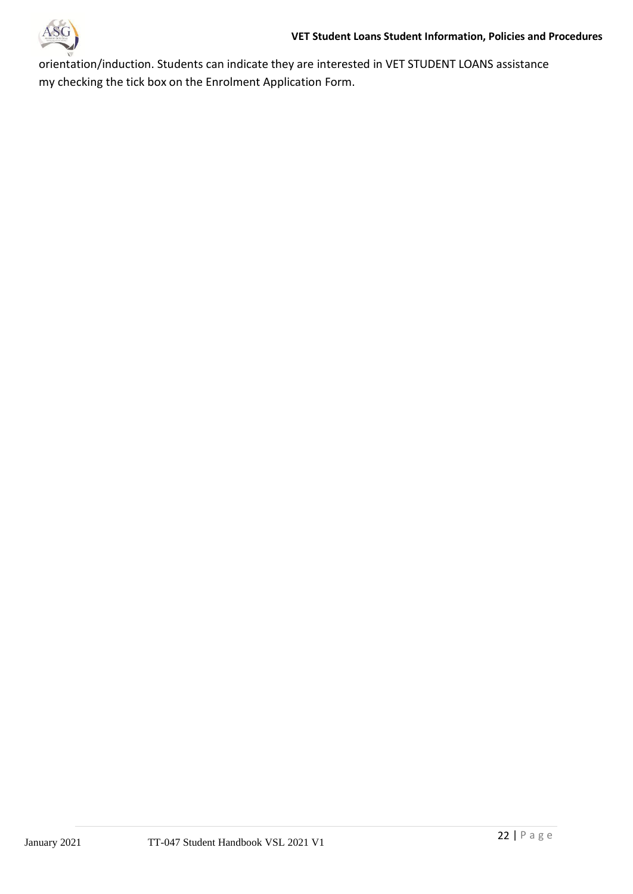orientation/induction. Students can indicate they are interested in VET STUDENT LOANS assistance my checking the tick box on the Enrolment Application Form.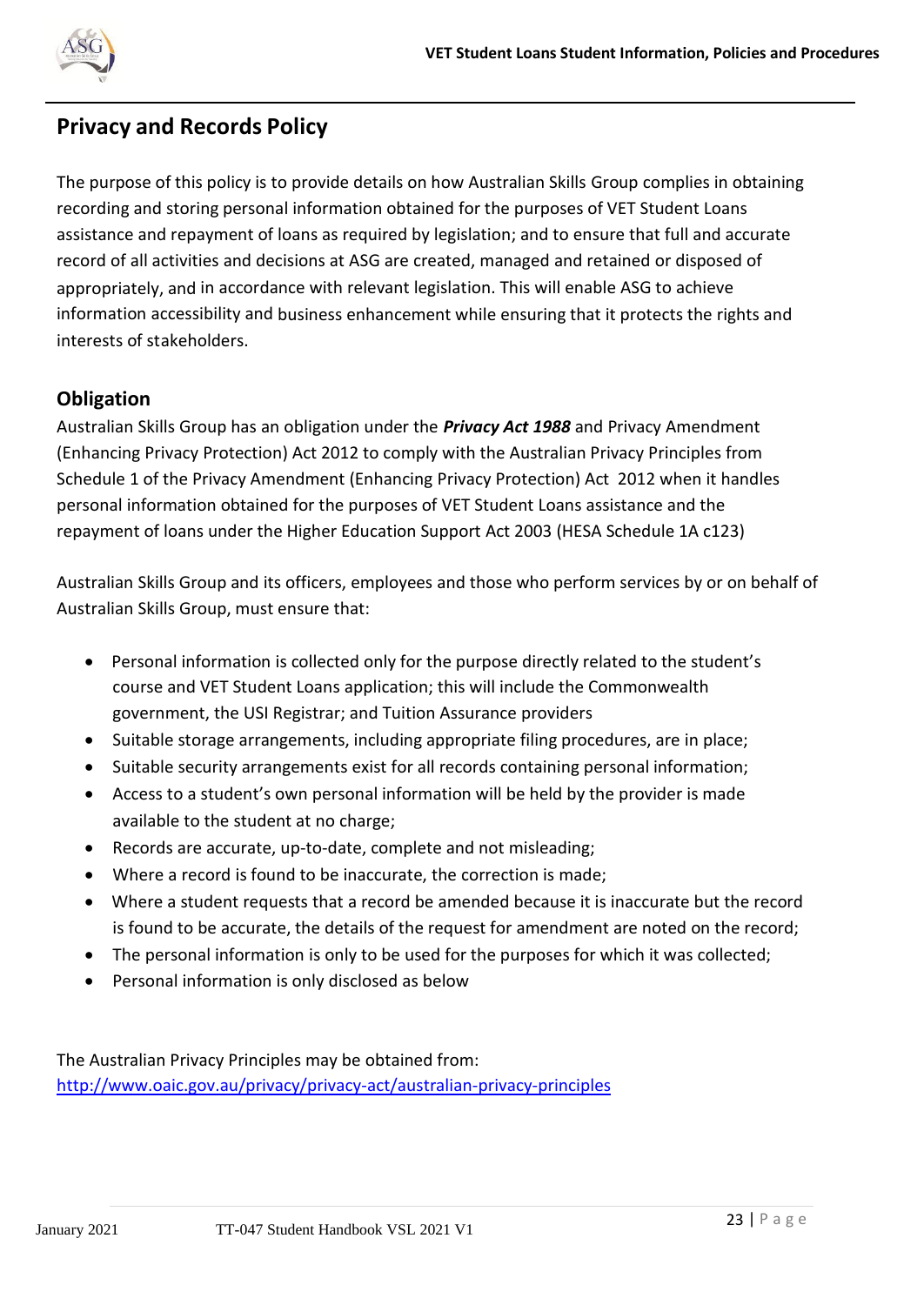## Privacy and Records Policy

The purpose of this policy is to provide details on how Australian Skills Group complies in obtaining recording and storing personal information obtained for the purposes of VET Student Loans assistance and repayment of loans as required by legislation; and to ensure that full and accurate record of all activities and decisions at ASG are created, managed and retained or disposed of appropriately, and in accordance with relevant legislation. This will enable ASG to achieve information accessibility and business enhancement while ensuring that it protects the rights and interests of stakeholders.

### Obligation

Australian Skills Group has an obligation under the ***Privacy Act 1988*** and Privacy Amendment (Enhancing Privacy Protection) Act 2012 to comply with the Australian Privacy Principles from Schedule 1 of the Privacy Amendment (Enhancing Privacy Protection) Act 2012 when it handles personal information obtained for the purposes of VET Student Loans assistance and the repayment of loans under the Higher Education Support Act 2003 (HESA Schedule 1A c123)

Australian Skills Group and its officers, employees and those who perform services by or on behalf of Australian Skills Group, must ensure that:

- Personal information is collected only for the purpose directly related to the student's course and VET Student Loans application; this will include the Commonwealth government, the USI Registrar; and Tuition Assurance providers
- Suitable storage arrangements, including appropriate filing procedures, are in place;
- Suitable security arrangements exist for all records containing personal information;
- Access to a student's own personal information will be held by the provider is made available to the student at no charge;
- Records are accurate, up-to-date, complete and not misleading;
- Where a record is found to be inaccurate, the correction is made;
- Where a student requests that a record be amended because it is inaccurate but the record is found to be accurate, the details of the request for amendment are noted on the record;
- The personal information is only to be used for the purposes for which it was collected;
- Personal information is only disclosed as below

The Australian Privacy Principles may be obtained from:
http://www.oaic.gov.au/privacy/privacy-act/australian-privacy-principles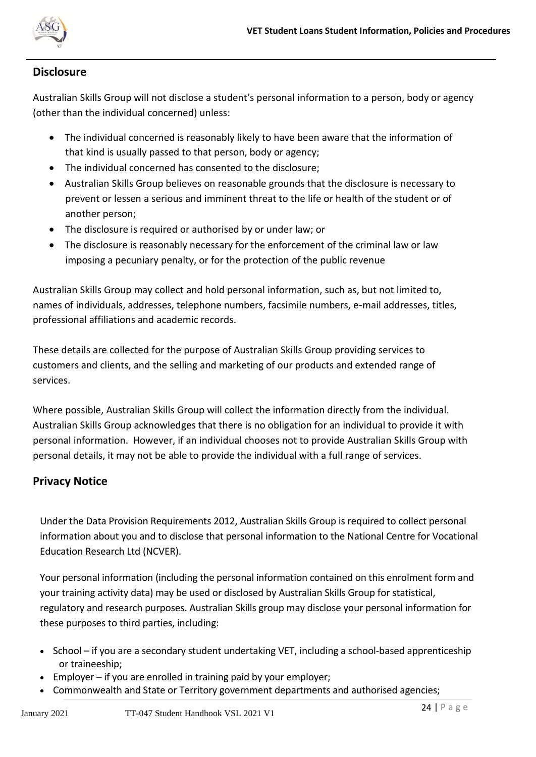## Disclosure

Australian Skills Group will not disclose a student's personal information to a person, body or agency (other than the individual concerned) unless:

- The individual concerned is reasonably likely to have been aware that the information of that kind is usually passed to that person, body or agency;
- The individual concerned has consented to the disclosure;
- Australian Skills Group believes on reasonable grounds that the disclosure is necessary to prevent or lessen a serious and imminent threat to the life or health of the student or of another person;
- The disclosure is required or authorised by or under law; or
- The disclosure is reasonably necessary for the enforcement of the criminal law or law imposing a pecuniary penalty, or for the protection of the public revenue

Australian Skills Group may collect and hold personal information, such as, but not limited to, names of individuals, addresses, telephone numbers, facsimile numbers, e-mail addresses, titles, professional affiliations and academic records.

These details are collected for the purpose of Australian Skills Group providing services to customers and clients, and the selling and marketing of our products and extended range of services.

Where possible, Australian Skills Group will collect the information directly from the individual. Australian Skills Group acknowledges that there is no obligation for an individual to provide it with personal information. However, if an individual chooses not to provide Australian Skills Group with personal details, it may not be able to provide the individual with a full range of services.

## Privacy Notice

Under the Data Provision Requirements 2012, Australian Skills Group is required to collect personal information about you and to disclose that personal information to the National Centre for Vocational Education Research Ltd (NCVER).

Your personal information (including the personal information contained on this enrolment form and your training activity data) may be used or disclosed by Australian Skills Group for statistical, regulatory and research purposes. Australian Skills group may disclose your personal information for these purposes to third parties, including:

- School – if you are a secondary student undertaking VET, including a school-based apprenticeship or traineeship;
- Employer – if you are enrolled in training paid by your employer;
- Commonwealth and State or Territory government departments and authorised agencies;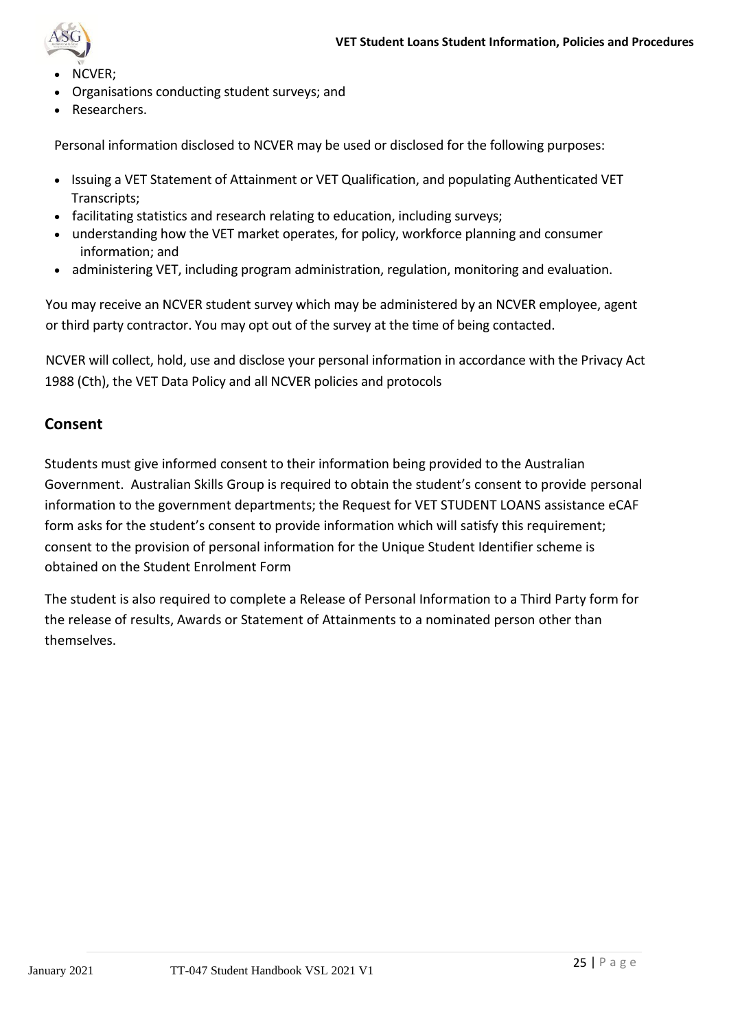- NCVER;
- Organisations conducting student surveys; and
- Researchers.

Personal information disclosed to NCVER may be used or disclosed for the following purposes:

- Issuing a VET Statement of Attainment or VET Qualification, and populating Authenticated VET Transcripts;
- facilitating statistics and research relating to education, including surveys;
- understanding how the VET market operates, for policy, workforce planning and consumer information; and
- administering VET, including program administration, regulation, monitoring and evaluation.

You may receive an NCVER student survey which may be administered by an NCVER employee, agent or third party contractor. You may opt out of the survey at the time of being contacted.

NCVER will collect, hold, use and disclose your personal information in accordance with the Privacy Act 1988 (Cth), the VET Data Policy and all NCVER policies and protocols

## Consent

Students must give informed consent to their information being provided to the Australian Government. Australian Skills Group is required to obtain the student's consent to provide personal information to the government departments; the Request for VET STUDENT LOANS assistance eCAF form asks for the student's consent to provide information which will satisfy this requirement; consent to the provision of personal information for the Unique Student Identifier scheme is obtained on the Student Enrolment Form

The student is also required to complete a Release of Personal Information to a Third Party form for the release of results, Awards or Statement of Attainments to a nominated person other than themselves.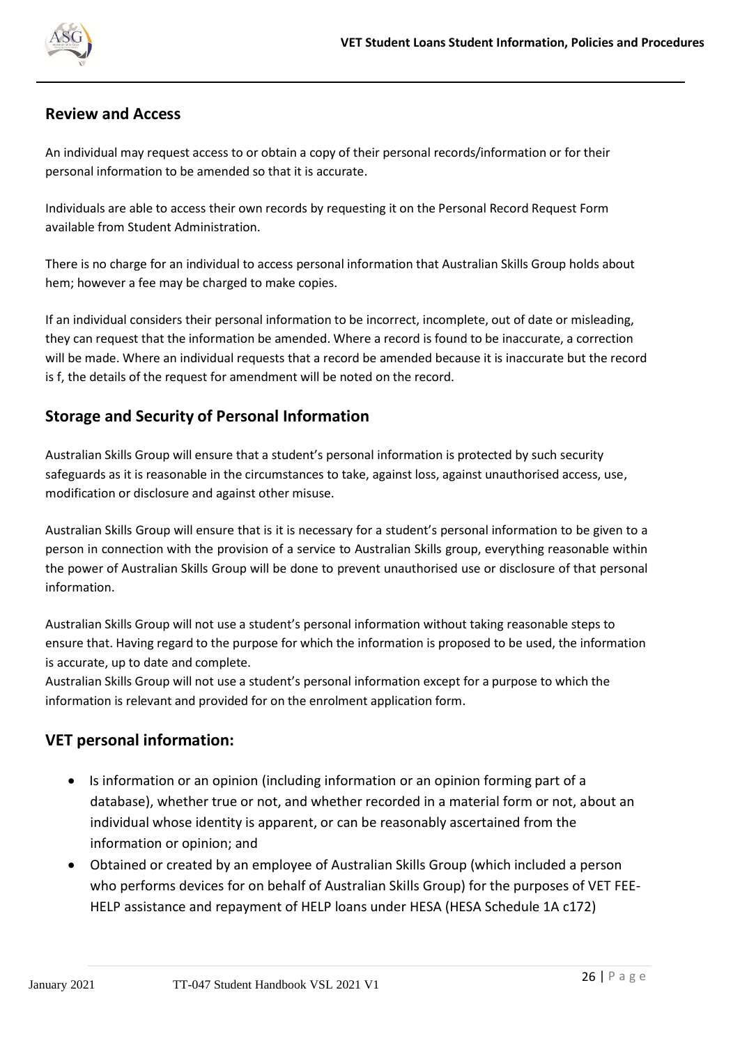## Review and Access

An individual may request access to or obtain a copy of their personal records/information or for their personal information to be amended so that it is accurate.

Individuals are able to access their own records by requesting it on the Personal Record Request Form available from Student Administration.

There is no charge for an individual to access personal information that Australian Skills Group holds about hem; however a fee may be charged to make copies.

If an individual considers their personal information to be incorrect, incomplete, out of date or misleading, they can request that the information be amended. Where a record is found to be inaccurate, a correction will be made. Where an individual requests that a record be amended because it is inaccurate but the record is f, the details of the request for amendment will be noted on the record.

## Storage and Security of Personal Information

Australian Skills Group will ensure that a student's personal information is protected by such security safeguards as it is reasonable in the circumstances to take, against loss, against unauthorised access, use, modification or disclosure and against other misuse.

Australian Skills Group will ensure that is it is necessary for a student's personal information to be given to a person in connection with the provision of a service to Australian Skills group, everything reasonable within the power of Australian Skills Group will be done to prevent unauthorised use or disclosure of that personal information.

Australian Skills Group will not use a student's personal information without taking reasonable steps to ensure that. Having regard to the purpose for which the information is proposed to be used, the information is accurate, up to date and complete.

Australian Skills Group will not use a student's personal information except for a purpose to which the information is relevant and provided for on the enrolment application form.

## VET personal information:

- Is information or an opinion (including information or an opinion forming part of a database), whether true or not, and whether recorded in a material form or not, about an individual whose identity is apparent, or can be reasonably ascertained from the information or opinion; and
- Obtained or created by an employee of Australian Skills Group (which included a person who performs devices for on behalf of Australian Skills Group) for the purposes of VET FEE-HELP assistance and repayment of HELP loans under HESA (HESA Schedule 1A c172)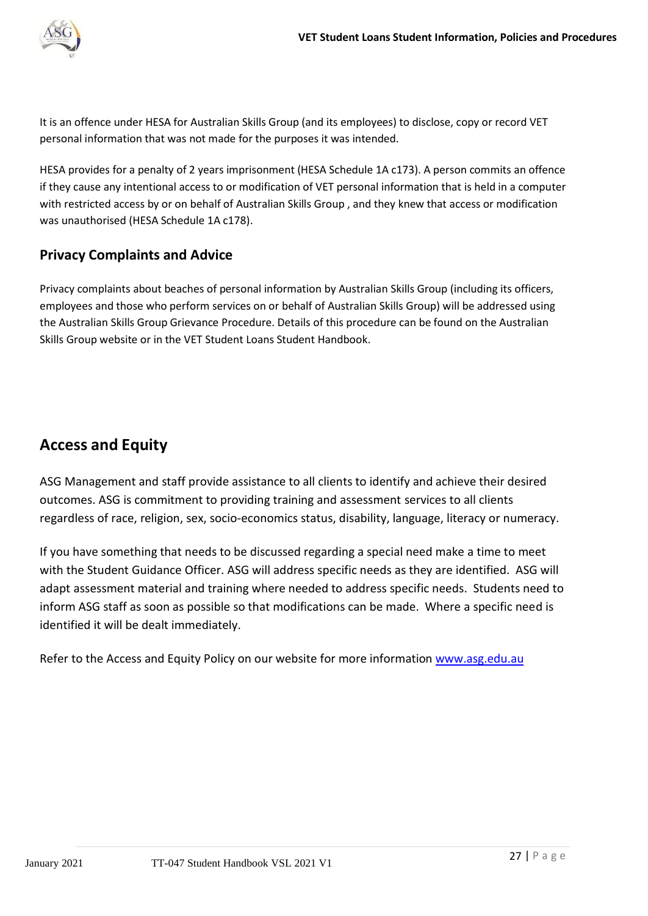It is an offence under HESA for Australian Skills Group (and its employees) to disclose, copy or record VET personal information that was not made for the purposes it was intended.

HESA provides for a penalty of 2 years imprisonment (HESA Schedule 1A c173). A person commits an offence if they cause any intentional access to or modification of VET personal information that is held in a computer with restricted access by or on behalf of Australian Skills Group , and they knew that access or modification was unauthorised (HESA Schedule 1A c178).

### Privacy Complaints and Advice

Privacy complaints about beaches of personal information by Australian Skills Group (including its officers, employees and those who perform services on or behalf of Australian Skills Group) will be addressed using the Australian Skills Group Grievance Procedure. Details of this procedure can be found on the Australian Skills Group website or in the VET Student Loans Student Handbook.

## Access and Equity

ASG Management and staff provide assistance to all clients to identify and achieve their desired outcomes. ASG is commitment to providing training and assessment services to all clients regardless of race, religion, sex, socio-economics status, disability, language, literacy or numeracy.

If you have something that needs to be discussed regarding a special need make a time to meet with the Student Guidance Officer. ASG will address specific needs as they are identified. ASG will adapt assessment material and training where needed to address specific needs. Students need to inform ASG staff as soon as possible so that modifications can be made. Where a specific need is identified it will be dealt immediately.

Refer to the Access and Equity Policy on our website for more information www.asg.edu.au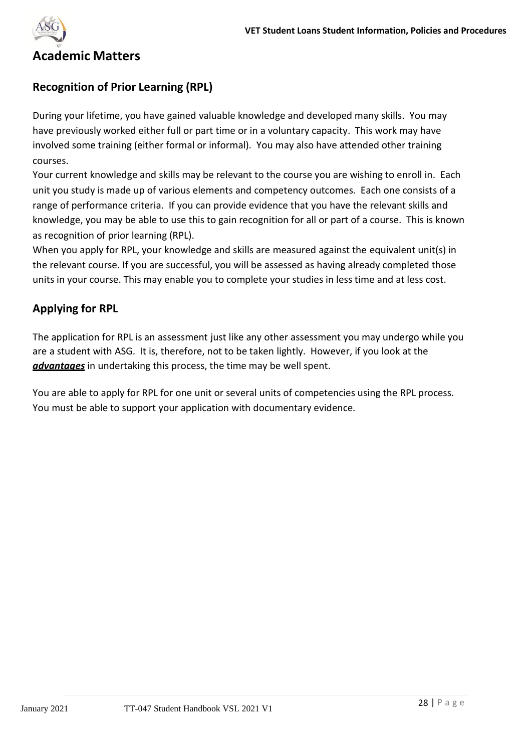# Academic Matters

## Recognition of Prior Learning (RPL)

During your lifetime, you have gained valuable knowledge and developed many skills. You may have previously worked either full or part time or in a voluntary capacity. This work may have involved some training (either formal or informal). You may also have attended other training courses.

Your current knowledge and skills may be relevant to the course you are wishing to enroll in. Each unit you study is made up of various elements and competency outcomes. Each one consists of a range of performance criteria. If you can provide evidence that you have the relevant skills and knowledge, you may be able to use this to gain recognition for all or part of a course. This is known as recognition of prior learning (RPL).

When you apply for RPL, your knowledge and skills are measured against the equivalent unit(s) in the relevant course. If you are successful, you will be assessed as having already completed those units in your course. This may enable you to complete your studies in less time and at less cost.

## Applying for RPL

The application for RPL is an assessment just like any other assessment you may undergo while you are a student with ASG. It is, therefore, not to be taken lightly. However, if you look at the ***advantages*** in undertaking this process, the time may be well spent.

You are able to apply for RPL for one unit or several units of competencies using the RPL process. You must be able to support your application with documentary evidence.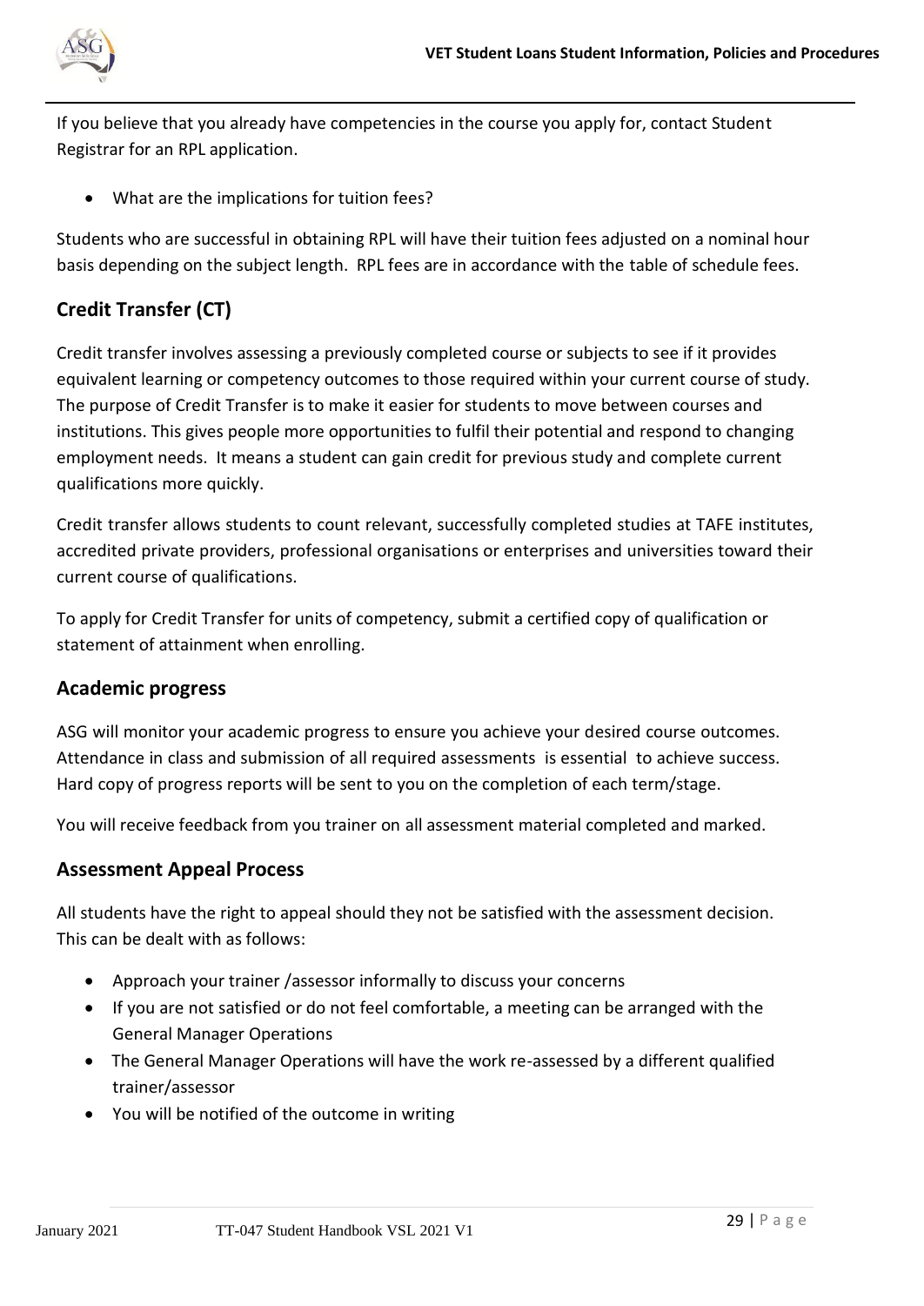If you believe that you already have competencies in the course you apply for, contact Student Registrar for an RPL application.

- What are the implications for tuition fees?

Students who are successful in obtaining RPL will have their tuition fees adjusted on a nominal hour basis depending on the subject length. RPL fees are in accordance with the table of schedule fees.

## Credit Transfer (CT)

Credit transfer involves assessing a previously completed course or subjects to see if it provides equivalent learning or competency outcomes to those required within your current course of study. The purpose of Credit Transfer is to make it easier for students to move between courses and institutions. This gives people more opportunities to fulfil their potential and respond to changing employment needs. It means a student can gain credit for previous study and complete current qualifications more quickly.

Credit transfer allows students to count relevant, successfully completed studies at TAFE institutes, accredited private providers, professional organisations or enterprises and universities toward their current course of qualifications.

To apply for Credit Transfer for units of competency, submit a certified copy of qualification or statement of attainment when enrolling.

## Academic progress

ASG will monitor your academic progress to ensure you achieve your desired course outcomes. Attendance in class and submission of all required assessments is essential to achieve success. Hard copy of progress reports will be sent to you on the completion of each term/stage.

You will receive feedback from you trainer on all assessment material completed and marked.

## Assessment Appeal Process

All students have the right to appeal should they not be satisfied with the assessment decision. This can be dealt with as follows:

- Approach your trainer /assessor informally to discuss your concerns
- If you are not satisfied or do not feel comfortable, a meeting can be arranged with the General Manager Operations
- The General Manager Operations will have the work re-assessed by a different qualified trainer/assessor
- You will be notified of the outcome in writing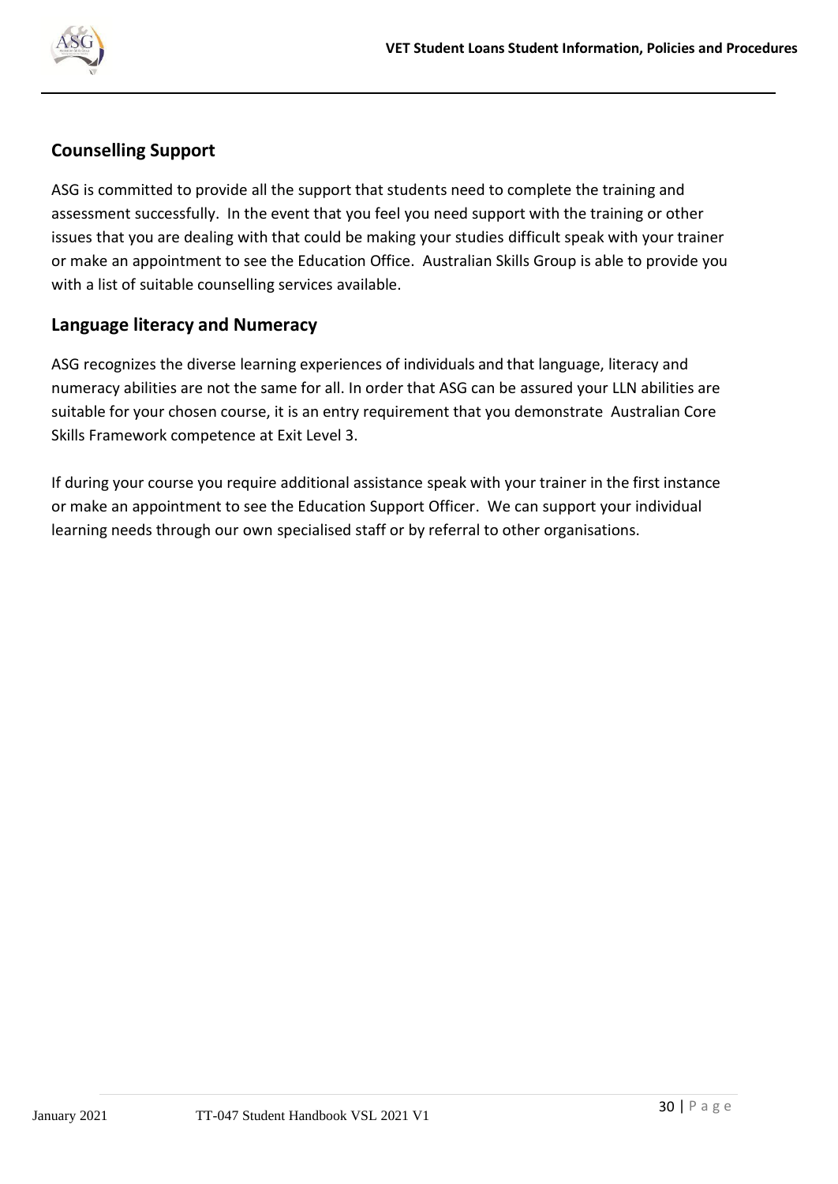## Counselling Support

ASG is committed to provide all the support that students need to complete the training and assessment successfully. In the event that you feel you need support with the training or other issues that you are dealing with that could be making your studies difficult speak with your trainer or make an appointment to see the Education Office. Australian Skills Group is able to provide you with a list of suitable counselling services available.

## Language literacy and Numeracy

ASG recognizes the diverse learning experiences of individuals and that language, literacy and numeracy abilities are not the same for all. In order that ASG can be assured your LLN abilities are suitable for your chosen course, it is an entry requirement that you demonstrate Australian Core Skills Framework competence at Exit Level 3.

If during your course you require additional assistance speak with your trainer in the first instance or make an appointment to see the Education Support Officer. We can support your individual learning needs through our own specialised staff or by referral to other organisations.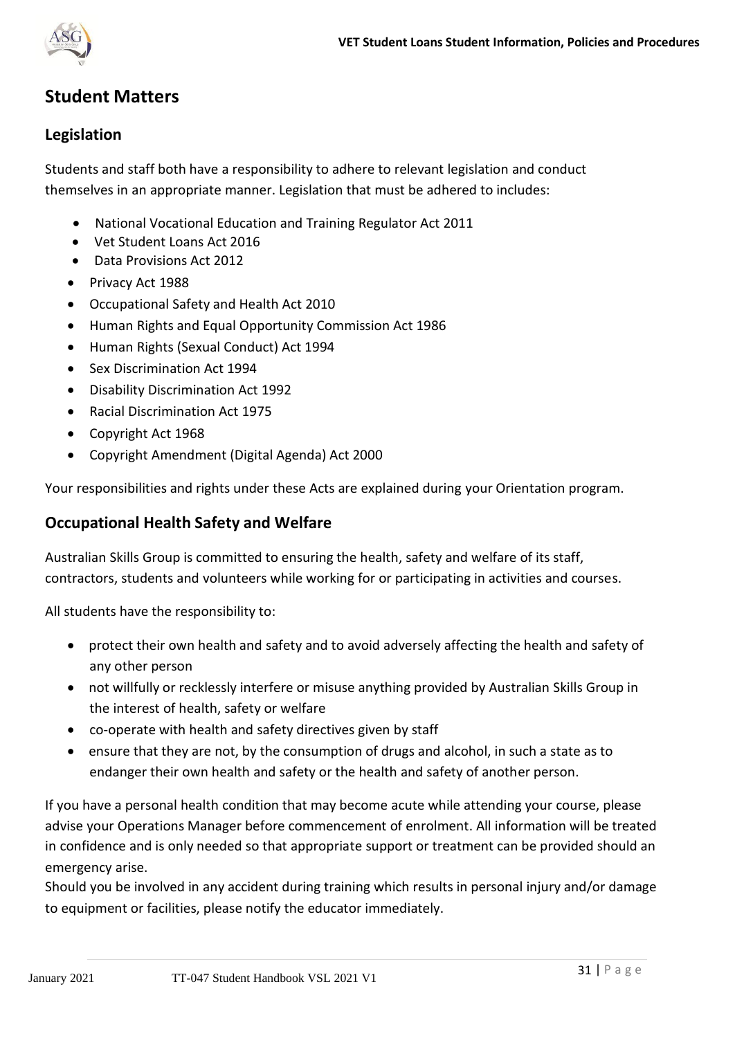## Student Matters

### Legislation

Students and staff both have a responsibility to adhere to relevant legislation and conduct themselves in an appropriate manner. Legislation that must be adhered to includes:

- National Vocational Education and Training Regulator Act 2011
- Vet Student Loans Act 2016
- Data Provisions Act 2012
- Privacy Act 1988
- Occupational Safety and Health Act 2010
- Human Rights and Equal Opportunity Commission Act 1986
- Human Rights (Sexual Conduct) Act 1994
- Sex Discrimination Act 1994
- Disability Discrimination Act 1992
- Racial Discrimination Act 1975
- Copyright Act 1968
- Copyright Amendment (Digital Agenda) Act 2000

Your responsibilities and rights under these Acts are explained during your Orientation program.

### Occupational Health Safety and Welfare

Australian Skills Group is committed to ensuring the health, safety and welfare of its staff, contractors, students and volunteers while working for or participating in activities and courses.

All students have the responsibility to:

- protect their own health and safety and to avoid adversely affecting the health and safety of any other person
- not willfully or recklessly interfere or misuse anything provided by Australian Skills Group in the interest of health, safety or welfare
- co-operate with health and safety directives given by staff
- ensure that they are not, by the consumption of drugs and alcohol, in such a state as to endanger their own health and safety or the health and safety of another person.

If you have a personal health condition that may become acute while attending your course, please advise your Operations Manager before commencement of enrolment. All information will be treated in confidence and is only needed so that appropriate support or treatment can be provided should an emergency arise.

Should you be involved in any accident during training which results in personal injury and/or damage to equipment or facilities, please notify the educator immediately.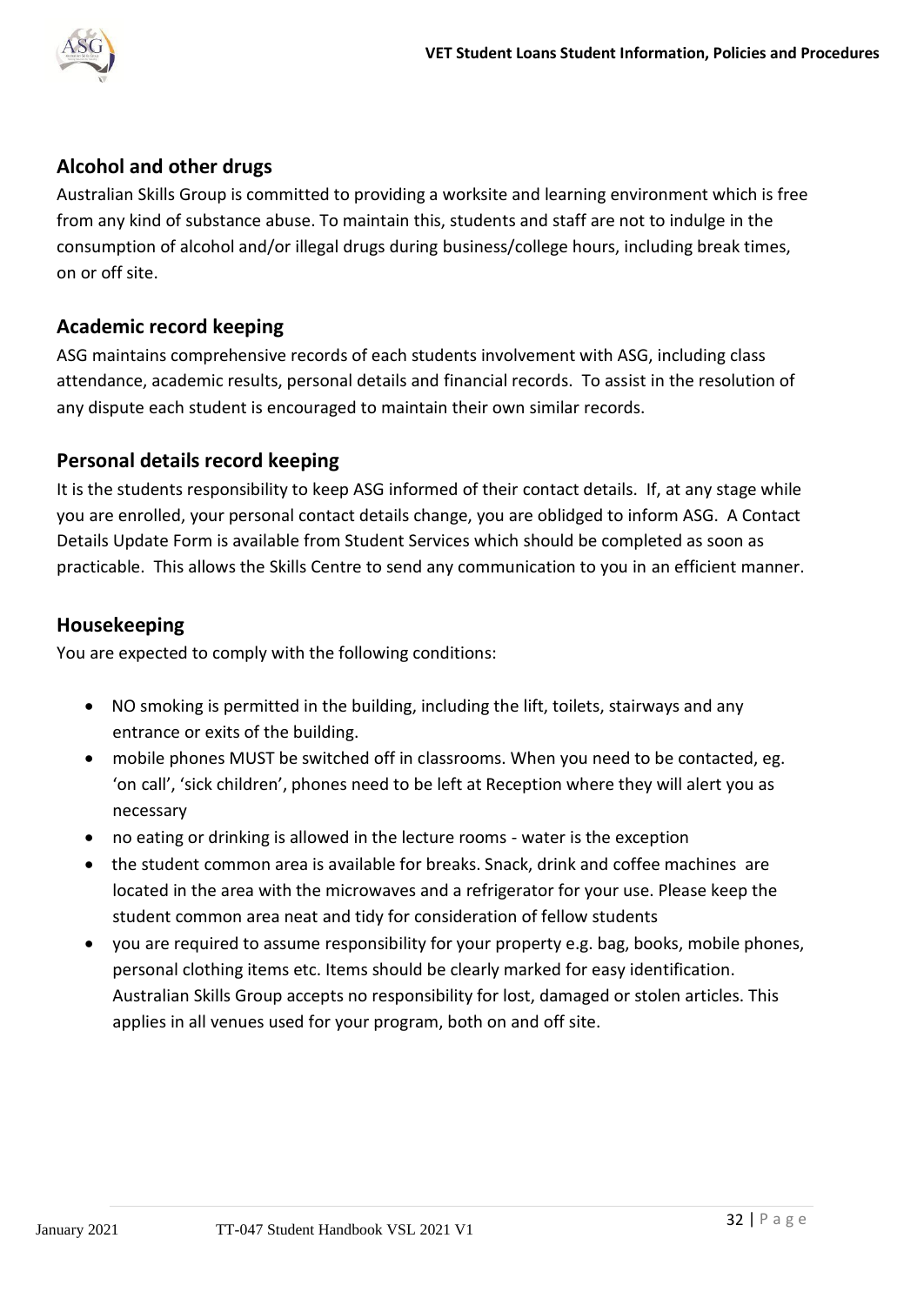## Alcohol and other drugs

Australian Skills Group is committed to providing a worksite and learning environment which is free from any kind of substance abuse. To maintain this, students and staff are not to indulge in the consumption of alcohol and/or illegal drugs during business/college hours, including break times, on or off site.

## Academic record keeping

ASG maintains comprehensive records of each students involvement with ASG, including class attendance, academic results, personal details and financial records. To assist in the resolution of any dispute each student is encouraged to maintain their own similar records.

## Personal details record keeping

It is the students responsibility to keep ASG informed of their contact details. If, at any stage while you are enrolled, your personal contact details change, you are oblidged to inform ASG. A Contact Details Update Form is available from Student Services which should be completed as soon as practicable. This allows the Skills Centre to send any communication to you in an efficient manner.

## Housekeeping

You are expected to comply with the following conditions:

- NO smoking is permitted in the building, including the lift, toilets, stairways and any entrance or exits of the building.
- mobile phones MUST be switched off in classrooms. When you need to be contacted, eg. 'on call', 'sick children', phones need to be left at Reception where they will alert you as necessary
- no eating or drinking is allowed in the lecture rooms - water is the exception
- the student common area is available for breaks. Snack, drink and coffee machines are located in the area with the microwaves and a refrigerator for your use. Please keep the student common area neat and tidy for consideration of fellow students
- you are required to assume responsibility for your property e.g. bag, books, mobile phones, personal clothing items etc. Items should be clearly marked for easy identification. Australian Skills Group accepts no responsibility for lost, damaged or stolen articles. This applies in all venues used for your program, both on and off site.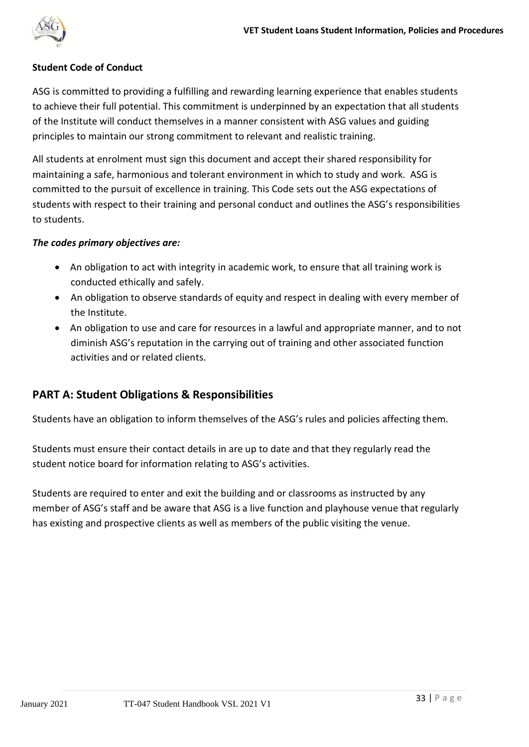**Student Code of Conduct**

ASG is committed to providing a fulfilling and rewarding learning experience that enables students to achieve their full potential. This commitment is underpinned by an expectation that all students of the Institute will conduct themselves in a manner consistent with ASG values and guiding principles to maintain our strong commitment to relevant and realistic training.

All students at enrolment must sign this document and accept their shared responsibility for maintaining a safe, harmonious and tolerant environment in which to study and work. ASG is committed to the pursuit of excellence in training. This Code sets out the ASG expectations of students with respect to their training and personal conduct and outlines the ASG's responsibilities to students.

***The codes primary objectives are:***

- An obligation to act with integrity in academic work, to ensure that all training work is conducted ethically and safely.
- An obligation to observe standards of equity and respect in dealing with every member of the Institute.
- An obligation to use and care for resources in a lawful and appropriate manner, and to not diminish ASG's reputation in the carrying out of training and other associated function activities and or related clients.

## PART A: Student Obligations & Responsibilities

Students have an obligation to inform themselves of the ASG's rules and policies affecting them.

Students must ensure their contact details in are up to date and that they regularly read the student notice board for information relating to ASG's activities.

Students are required to enter and exit the building and or classrooms as instructed by any member of ASG's staff and be aware that ASG is a live function and playhouse venue that regularly has existing and prospective clients as well as members of the public visiting the venue.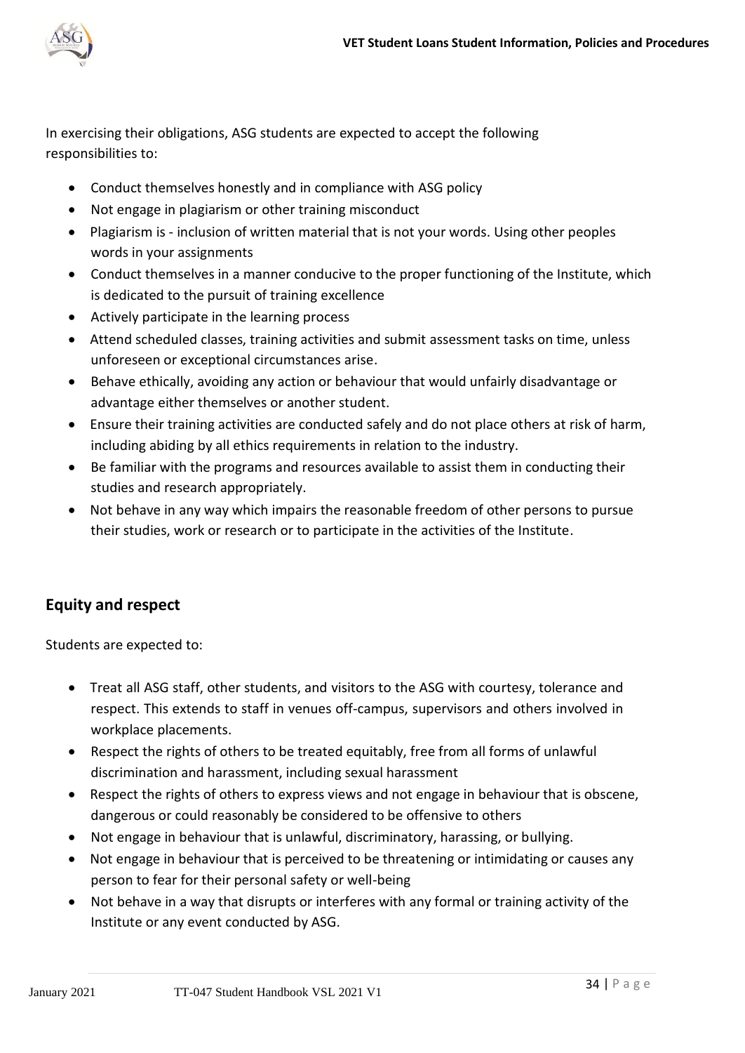In exercising their obligations, ASG students are expected to accept the following responsibilities to:

- Conduct themselves honestly and in compliance with ASG policy
- Not engage in plagiarism or other training misconduct
- Plagiarism is - inclusion of written material that is not your words. Using other peoples words in your assignments
- Conduct themselves in a manner conducive to the proper functioning of the Institute, which is dedicated to the pursuit of training excellence
- Actively participate in the learning process
- Attend scheduled classes, training activities and submit assessment tasks on time, unless unforeseen or exceptional circumstances arise.
- Behave ethically, avoiding any action or behaviour that would unfairly disadvantage or advantage either themselves or another student.
- Ensure their training activities are conducted safely and do not place others at risk of harm, including abiding by all ethics requirements in relation to the industry.
- Be familiar with the programs and resources available to assist them in conducting their studies and research appropriately.
- Not behave in any way which impairs the reasonable freedom of other persons to pursue their studies, work or research or to participate in the activities of the Institute.

## Equity and respect

Students are expected to:

- Treat all ASG staff, other students, and visitors to the ASG with courtesy, tolerance and respect. This extends to staff in venues off-campus, supervisors and others involved in workplace placements.
- Respect the rights of others to be treated equitably, free from all forms of unlawful discrimination and harassment, including sexual harassment
- Respect the rights of others to express views and not engage in behaviour that is obscene, dangerous or could reasonably be considered to be offensive to others
- Not engage in behaviour that is unlawful, discriminatory, harassing, or bullying.
- Not engage in behaviour that is perceived to be threatening or intimidating or causes any person to fear for their personal safety or well-being
- Not behave in a way that disrupts or interferes with any formal or training activity of the Institute or any event conducted by ASG.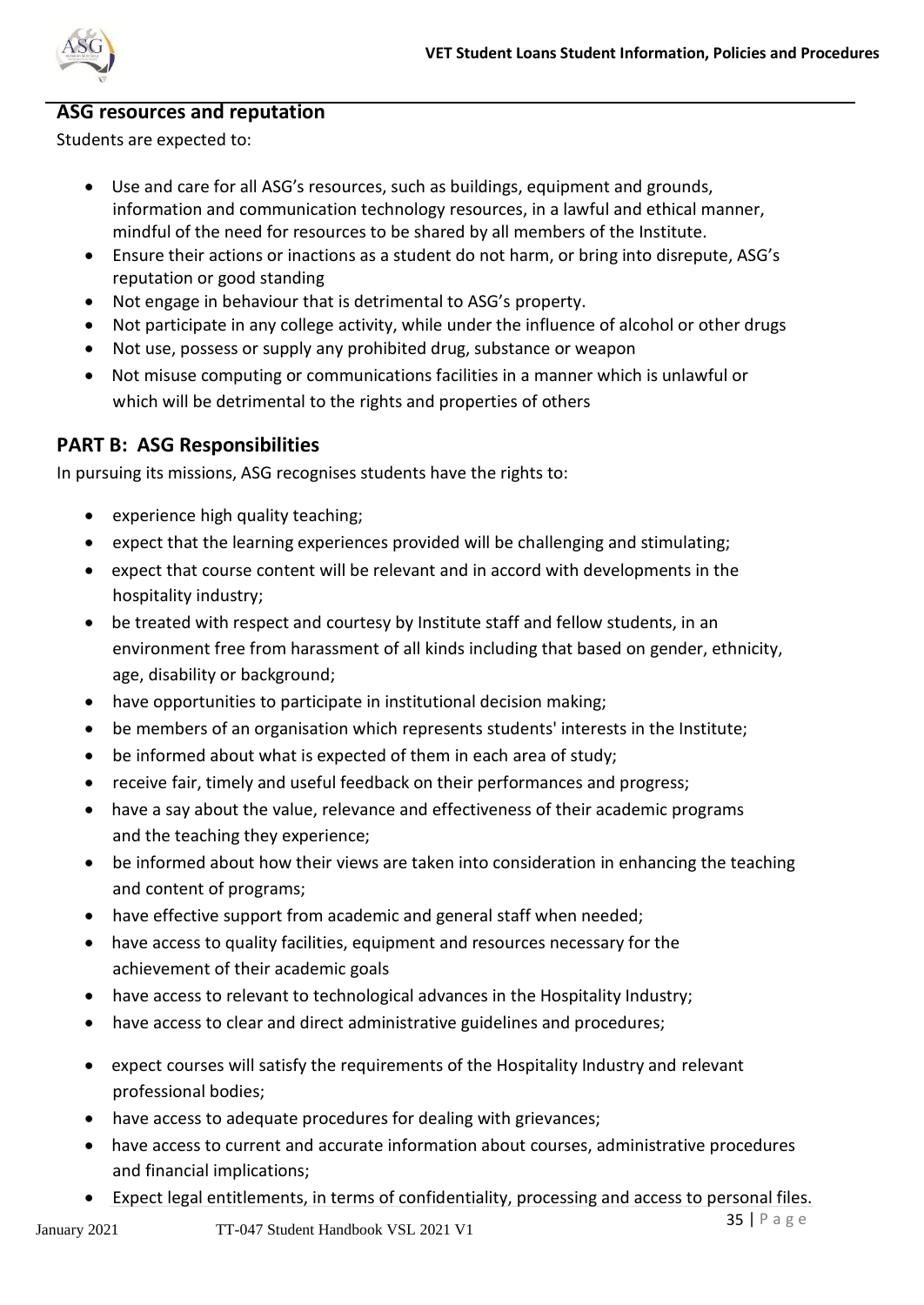## ASG resources and reputation

Students are expected to:

- Use and care for all ASG's resources, such as buildings, equipment and grounds, information and communication technology resources, in a lawful and ethical manner, mindful of the need for resources to be shared by all members of the Institute.
- Ensure their actions or inactions as a student do not harm, or bring into disrepute, ASG's reputation or good standing
- Not engage in behaviour that is detrimental to ASG's property.
- Not participate in any college activity, while under the influence of alcohol or other drugs
- Not use, possess or supply any prohibited drug, substance or weapon
- Not misuse computing or communications facilities in a manner which is unlawful or which will be detrimental to the rights and properties of others

## PART B: ASG Responsibilities

In pursuing its missions, ASG recognises students have the rights to:

- experience high quality teaching;
- expect that the learning experiences provided will be challenging and stimulating;
- expect that course content will be relevant and in accord with developments in the hospitality industry;
- be treated with respect and courtesy by Institute staff and fellow students, in an environment free from harassment of all kinds including that based on gender, ethnicity, age, disability or background;
- have opportunities to participate in institutional decision making;
- be members of an organisation which represents students' interests in the Institute;
- be informed about what is expected of them in each area of study;
- receive fair, timely and useful feedback on their performances and progress;
- have a say about the value, relevance and effectiveness of their academic programs and the teaching they experience;
- be informed about how their views are taken into consideration in enhancing the teaching and content of programs;
- have effective support from academic and general staff when needed;
- have access to quality facilities, equipment and resources necessary for the achievement of their academic goals
- have access to relevant to technological advances in the Hospitality Industry;
- have access to clear and direct administrative guidelines and procedures;
- expect courses will satisfy the requirements of the Hospitality Industry and relevant professional bodies;
- have access to adequate procedures for dealing with grievances;
- have access to current and accurate information about courses, administrative procedures and financial implications;
- Expect legal entitlements, in terms of confidentiality, processing and access to personal files.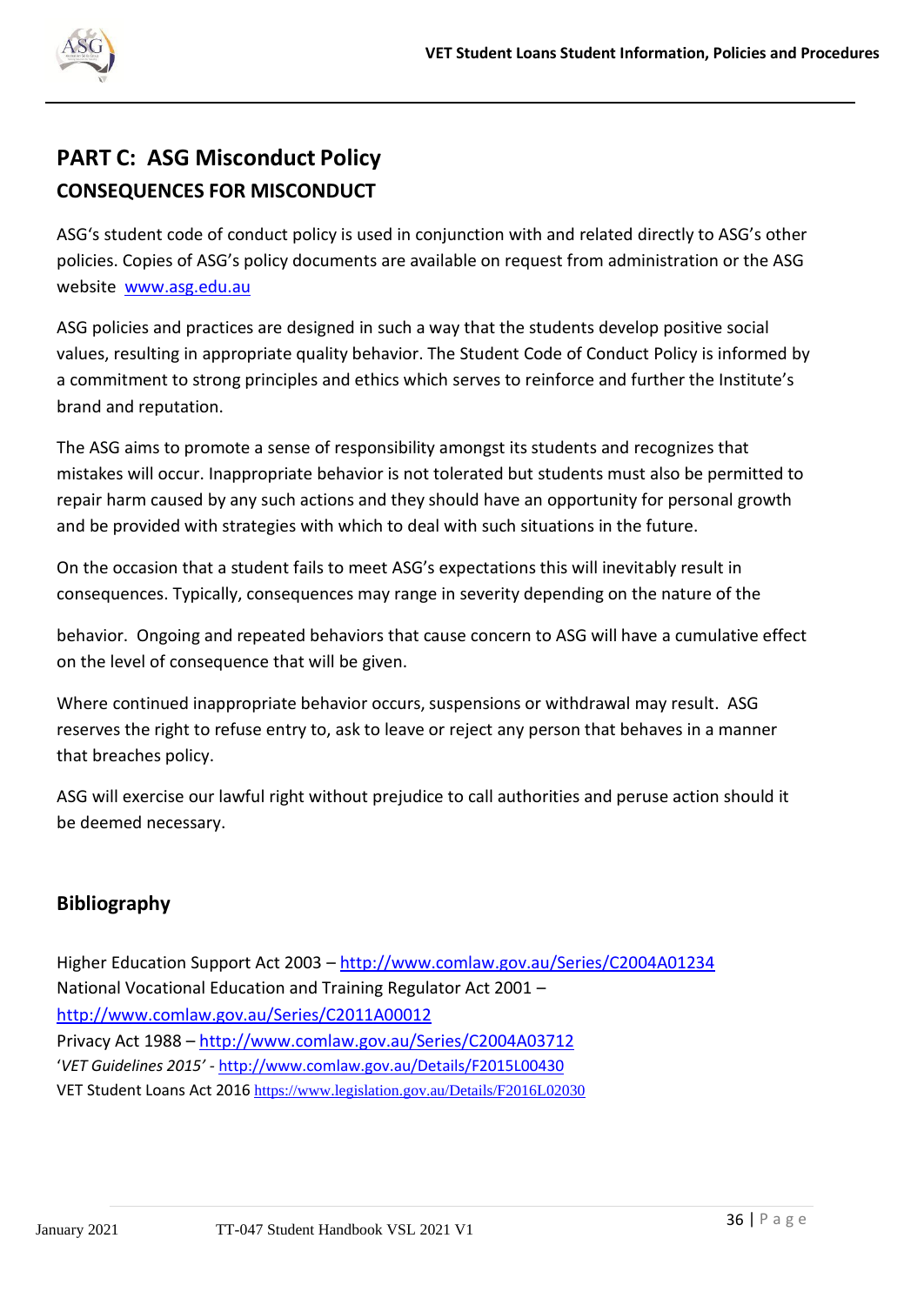# PART C: ASG Misconduct Policy

## CONSEQUENCES FOR MISCONDUCT

ASG's student code of conduct policy is used in conjunction with and related directly to ASG's other policies. Copies of ASG's policy documents are available on request from administration or the ASG website [www.asg.edu.au](www.asg.edu.au)

ASG policies and practices are designed in such a way that the students develop positive social values, resulting in appropriate quality behavior. The Student Code of Conduct Policy is informed by a commitment to strong principles and ethics which serves to reinforce and further the Institute's brand and reputation.

The ASG aims to promote a sense of responsibility amongst its students and recognizes that mistakes will occur. Inappropriate behavior is not tolerated but students must also be permitted to repair harm caused by any such actions and they should have an opportunity for personal growth and be provided with strategies with which to deal with such situations in the future.

On the occasion that a student fails to meet ASG's expectations this will inevitably result in consequences. Typically, consequences may range in severity depending on the nature of the behavior. Ongoing and repeated behaviors that cause concern to ASG will have a cumulative effect on the level of consequence that will be given.

Where continued inappropriate behavior occurs, suspensions or withdrawal may result. ASG reserves the right to refuse entry to, ask to leave or reject any person that behaves in a manner that breaches policy.

ASG will exercise our lawful right without prejudice to call authorities and peruse action should it be deemed necessary.

## Bibliography

Higher Education Support Act 2003 – [http://www.comlaw.gov.au/Series/C2004A01234](http://www.comlaw.gov.au/Series/C2004A01234)
National Vocational Education and Training Regulator Act 2001 – [http://www.comlaw.gov.au/Series/C2011A00012](http://www.comlaw.gov.au/Series/C2011A00012)
Privacy Act 1988 – [http://www.comlaw.gov.au/Series/C2004A03712](http://www.comlaw.gov.au/Series/C2004A03712)
'*VET Guidelines 2015'* - [http://www.comlaw.gov.au/Details/F2015L00430](http://www.comlaw.gov.au/Details/F2015L00430)
VET Student Loans Act 2016 [https://www.legislation.gov.au/Details/F2016L02030](https://www.legislation.gov.au/Details/F2016L02030)